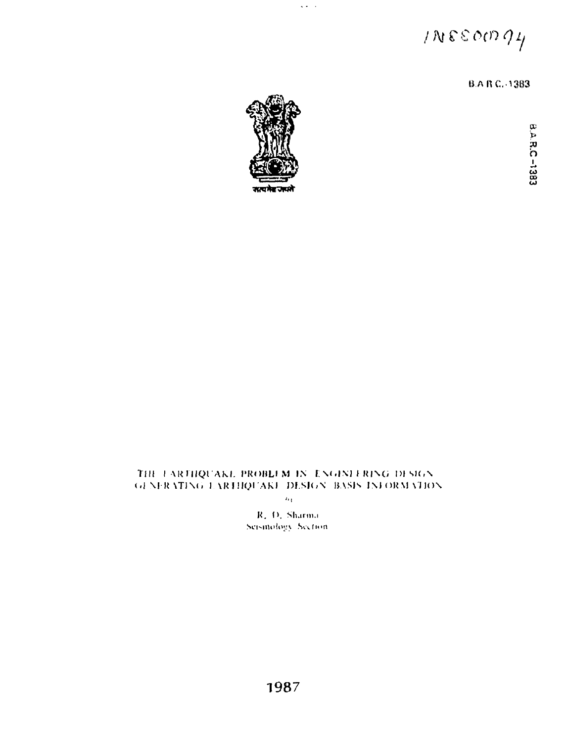IN8800794

B.A.R.C.-1383

सत्यमेव जयते

# THE EARTHQUAKE PROBLEM IN ENGINEERING DESIGN GENERATING EARTHQUAKE DESIGN BASIS INFORMATION

by

R. D. Sharma
Seismology Section

1987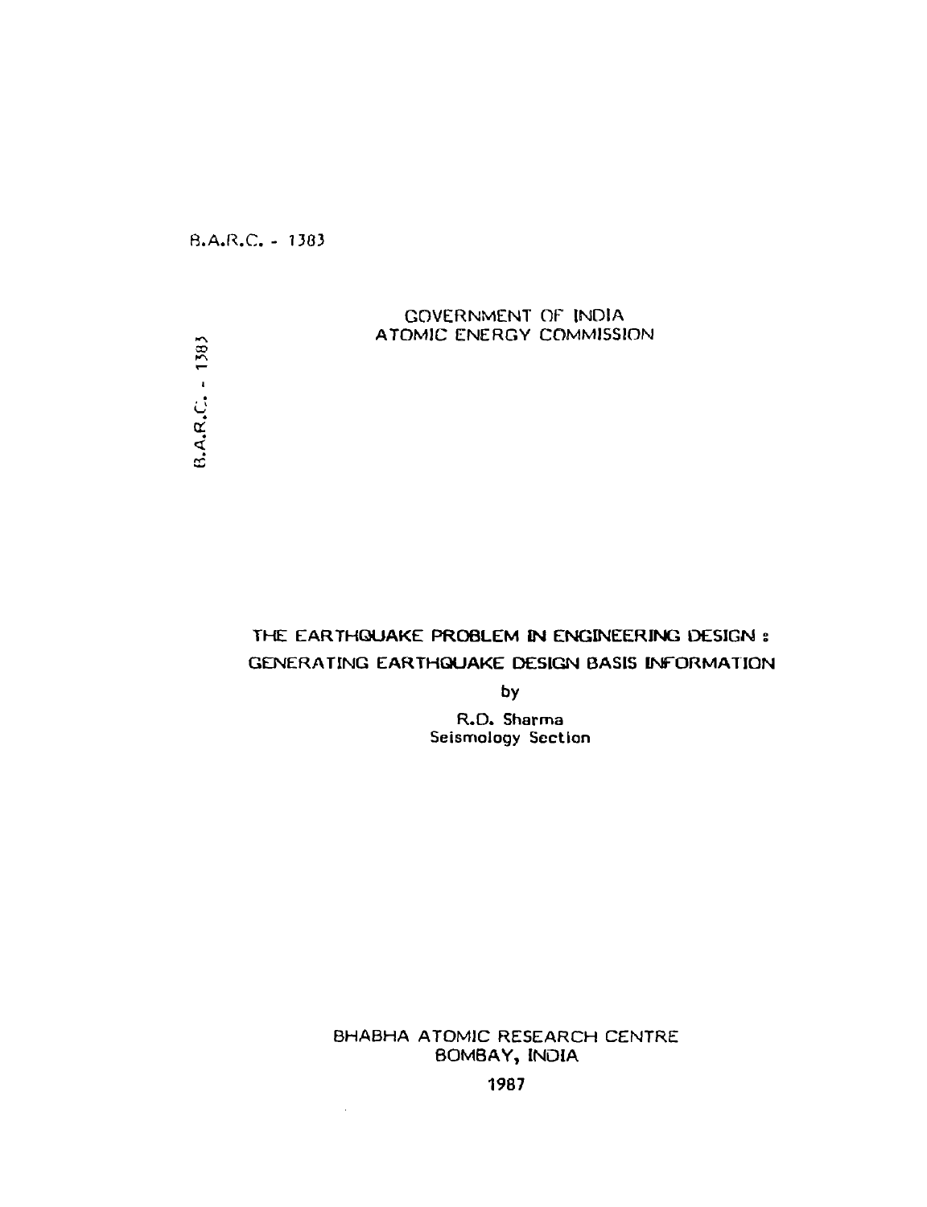B.A.R.C. - 1383

GOVERNMENT OF INDIA
ATOMIC ENERGY COMMISSION

B.A.R.C. - 1383

# THE EARTHQUAKE PROBLEM IN ENGINEERING DESIGN : GENERATING EARTHQUAKE DESIGN BASIS INFORMATION

by

R.D. Sharma
Seismology Section

BHABHA ATOMIC RESEARCH CENTRE
BOMBAY, INDIA

1987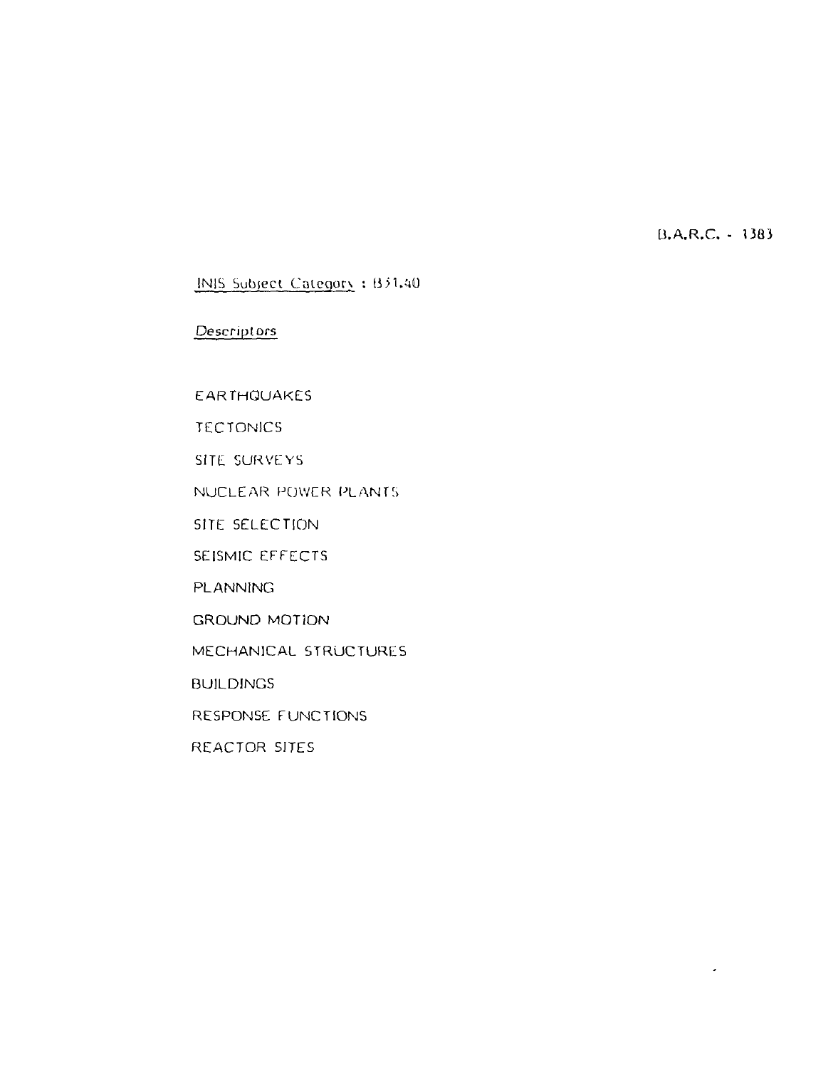B.A.R.C. - 1383

<u>INIS Subject Category</u> : B31.40

*<u>Descriptors</u>*

EARTHQUAKES

TECTONICS

SITE SURVEYS

NUCLEAR POWER PLANTS

SITE SELECTION

SEISMIC EFFECTS

PLANNING

GROUND MOTION

MECHANICAL STRUCTURES

BUILDINGS

RESPONSE FUNCTIONS

REACTOR SITES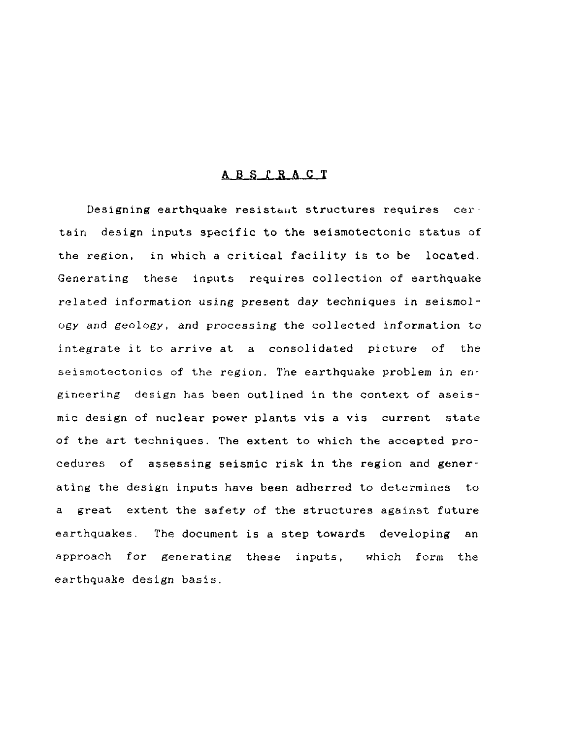## ABSTRACT

Designing earthquake resistant structures requires certain design inputs specific to the seismotectonic status of the region, in which a critical facility is to be located. Generating these inputs requires collection of earthquake related information using present day techniques in seismology and geology, and processing the collected information to integrate it to arrive at a consolidated picture of the seismotectonics of the region. The earthquake problem in engineering design has been outlined in the context of aseismic design of nuclear power plants vis a vis current state of the art techniques. The extent to which the accepted procedures of assessing seismic risk in the region and generating the design inputs have been adherred to determines to a great extent the safety of the structures against future earthquakes. The document is a step towards developing an approach for generating these inputs, which form the earthquake design basis.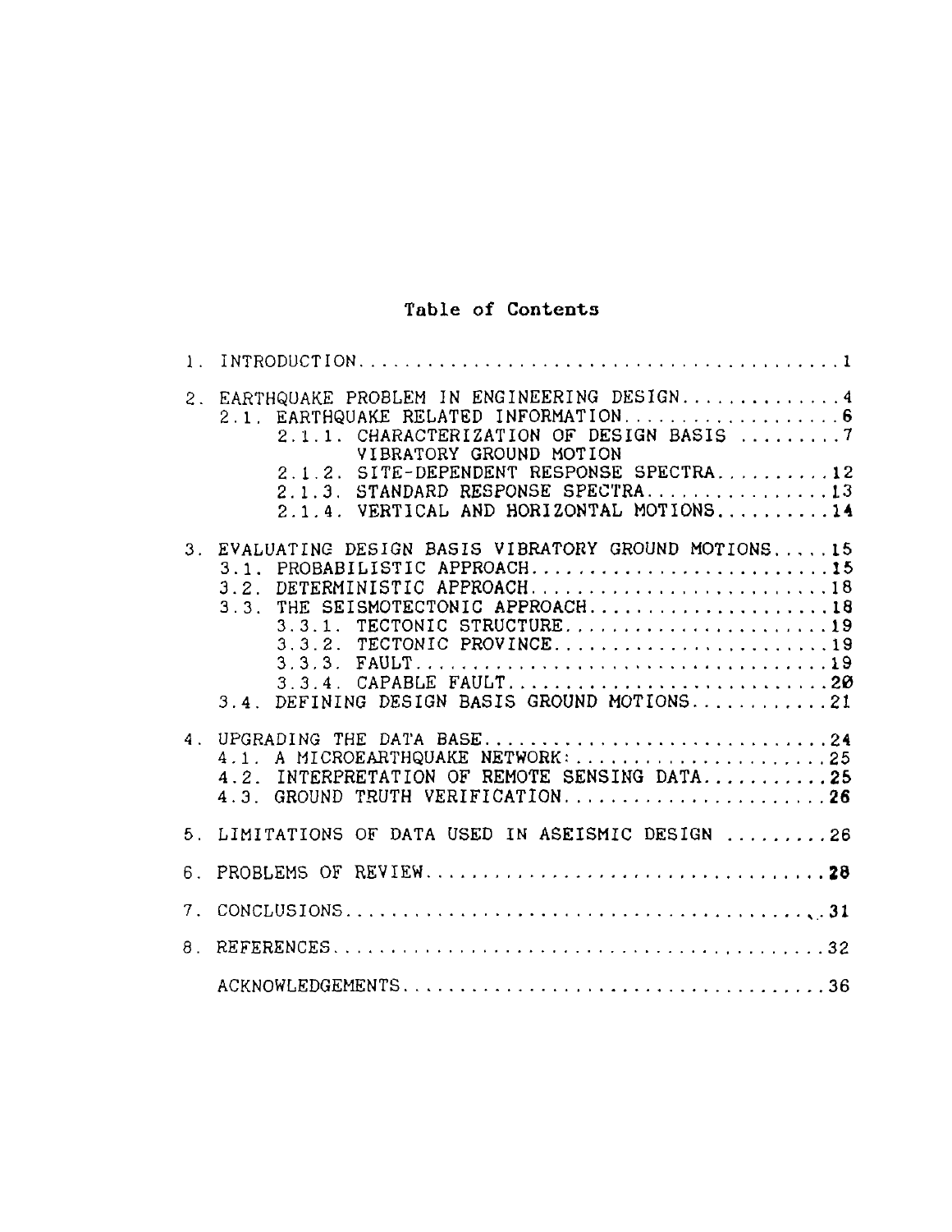# Table of Contents

1. INTRODUCTION........................................1

2. EARTHQUAKE PROBLEM IN ENGINEERING DESIGN..............4
   - 2.1. EARTHQUAKE RELATED INFORMATION...................6
     - 2.1.1. CHARACTERIZATION OF DESIGN BASIS .........7 VIBRATORY GROUND MOTION
     - 2.1.2. SITE-DEPENDENT RESPONSE SPECTRA..........12
     - 2.1.3. STANDARD RESPONSE SPECTRA................13
     - 2.1.4. VERTICAL AND HORIZONTAL MOTIONS..........14

3. EVALUATING DESIGN BASIS VIBRATORY GROUND MOTIONS.....15
   - 3.1. PROBABILISTIC APPROACH.........................15
   - 3.2. DETERMINISTIC APPROACH.........................18
   - 3.3. THE SEISMOTECTONIC APPROACH....................18
     - 3.3.1. TECTONIC STRUCTURE.......................19
     - 3.3.2. TECTONIC PROVINCE........................19
     - 3.3.3. FAULT....................................19
     - 3.3.4. CAPABLE FAULT............................20
   - 3.4. DEFINING DESIGN BASIS GROUND MOTIONS............21

4. UPGRADING THE DATA BASE...............................24
   - 4.1. A MICROEARTHQUAKE NETWORK:.......................25
   - 4.2. INTERPRETATION OF REMOTE SENSING DATA...........25
   - 4.3. GROUND TRUTH VERIFICATION.......................26

5. LIMITATIONS OF DATA USED IN ASEISMIC DESIGN .........26

6. PROBLEMS OF REVIEW...................................28

7. CONCLUSIONS..........................................31

8. REFERENCES...........................................32

ACKNOWLEDGEMENTS.......................................36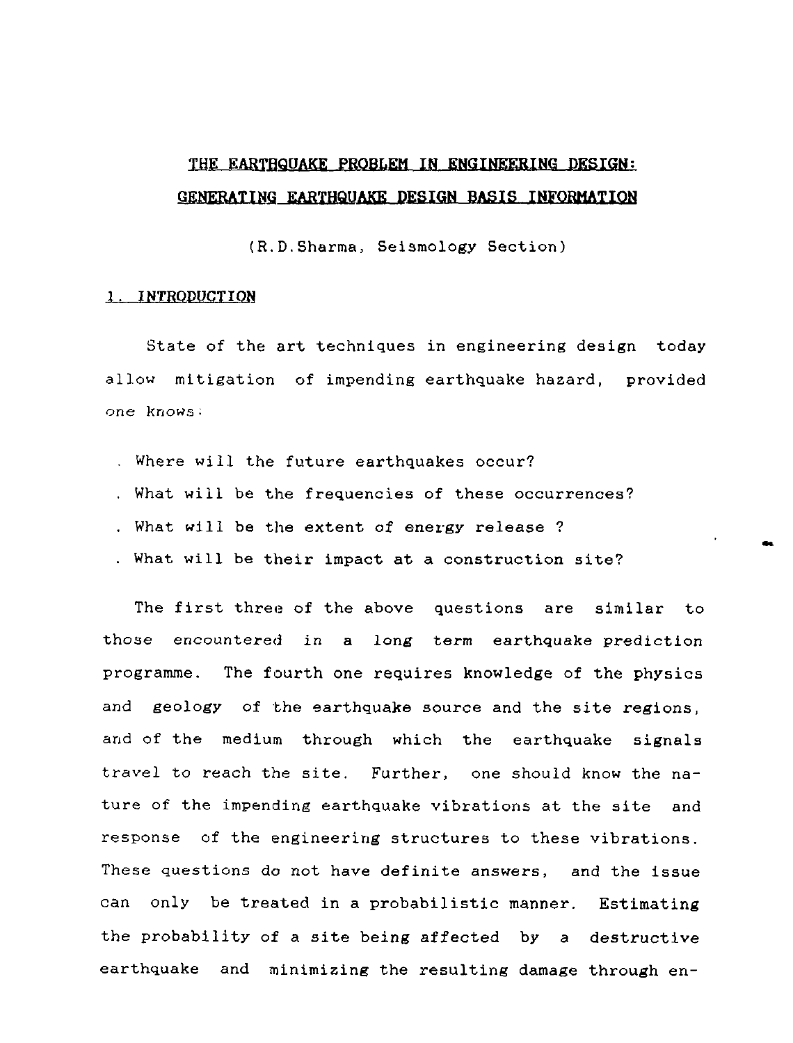# THE EARTHQUAKE PROBLEM IN ENGINEERING DESIGN: GENERATING EARTHQUAKE DESIGN BASIS INFORMATION

(R.D.Sharma, Seismology Section)

## 1. INTRODUCTION

State of the art techniques in engineering design today allow mitigation of impending earthquake hazard, provided one knows:

- Where will the future earthquakes occur?
- What will be the frequencies of these occurrences?
- What will be the extent of energy release ?
- What will be their impact at a construction site?

The first three of the above questions are similar to those encountered in a long term earthquake prediction programme. The fourth one requires knowledge of the physics and geology of the earthquake source and the site regions, and of the medium through which the earthquake signals travel to reach the site. Further, one should know the nature of the impending earthquake vibrations at the site and response of the engineering structures to these vibrations. These questions do not have definite answers, and the issue can only be treated in a probabilistic manner. Estimating the probability of a site being affected by a destructive earthquake and minimizing the resulting damage through en-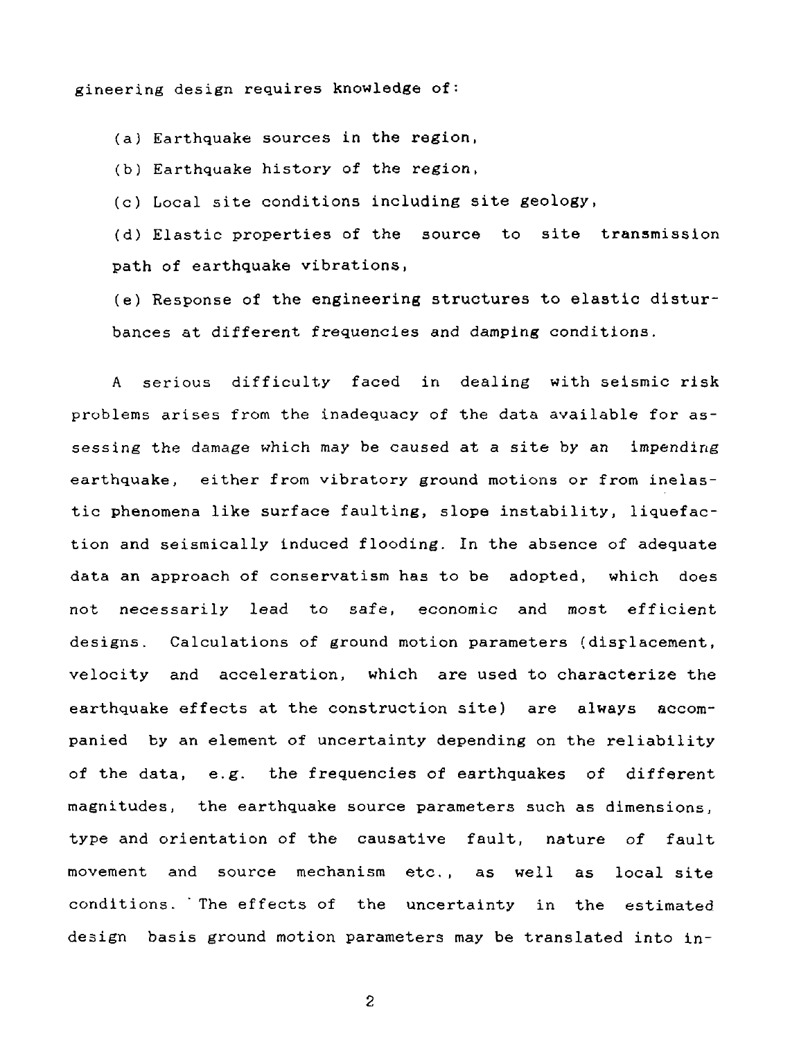gineering design requires knowledge of:

(a) Earthquake sources in the region,

(b) Earthquake history of the region,

(c) Local site conditions including site geology,

(d) Elastic properties of the source to site transmission path of earthquake vibrations,

(e) Response of the engineering structures to elastic disturbances at different frequencies and damping conditions.

A serious difficulty faced in dealing with seismic risk problems arises from the inadequacy of the data available for assessing the damage which may be caused at a site by an impending earthquake, either from vibratory ground motions or from inelastic phenomena like surface faulting, slope instability, liquefaction and seismically induced flooding. In the absence of adequate data an approach of conservatism has to be adopted, which does not necessarily lead to safe, economic and most efficient designs. Calculations of ground motion parameters (displacement, velocity and acceleration, which are used to characterize the earthquake effects at the construction site) are always accompanied by an element of uncertainty depending on the reliability of the data, e.g. the frequencies of earthquakes of different magnitudes, the earthquake source parameters such as dimensions, type and orientation of the causative fault, nature of fault movement and source mechanism etc., as well as local site conditions. The effects of the uncertainty in the estimated design basis ground motion parameters may be translated into in-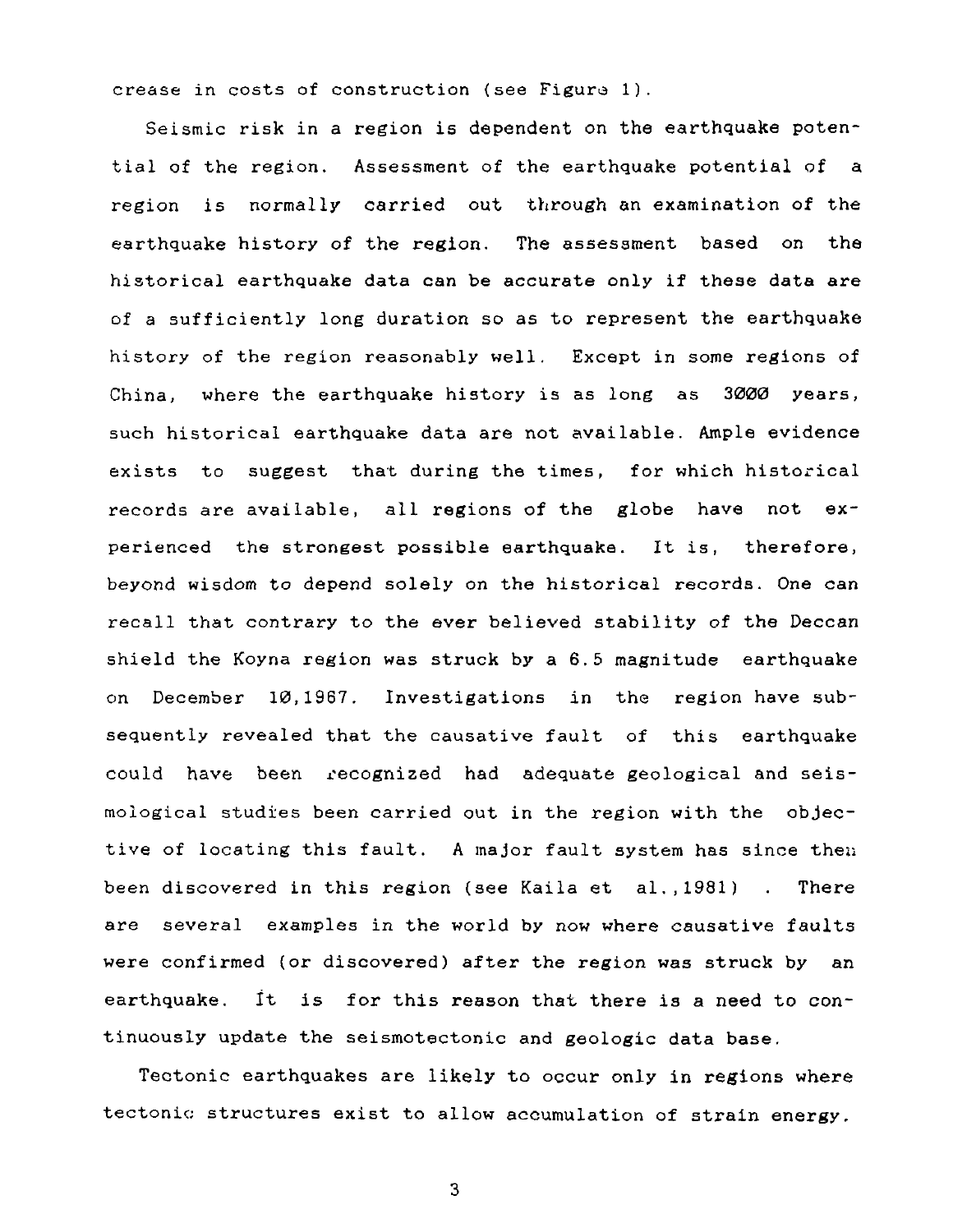crease in costs of construction (see Figure 1).

Seismic risk in a region is dependent on the earthquake potential of the region. Assessment of the earthquake potential of a region is normally carried out through an examination of the earthquake history of the region. The assessment based on the historical earthquake data can be accurate only if these data are of a sufficiently long duration so as to represent the earthquake history of the region reasonably well. Except in some regions of China, where the earthquake history is as long as 3000 years, such historical earthquake data are not available. Ample evidence exists to suggest that during the times, for which historical records are available, all regions of the globe have not experienced the strongest possible earthquake. It is, therefore, beyond wisdom to depend solely on the historical records. One can recall that contrary to the ever believed stability of the Deccan shield the Koyna region was struck by a 6.5 magnitude earthquake on December 10,1967. Investigations in the region have subsequently revealed that the causative fault of this earthquake could have been recognized had adequate geological and seismological studies been carried out in the region with the objective of locating this fault. A major fault system has since then been discovered in this region (see Kaila et al.,1981). There are several examples in the world by now where causative faults were confirmed (or discovered) after the region was struck by an earthquake. It is for this reason that there is a need to continuously update the seismotectonic and geologic data base.

Tectonic earthquakes are likely to occur only in regions where tectonic structures exist to allow accumulation of strain energy.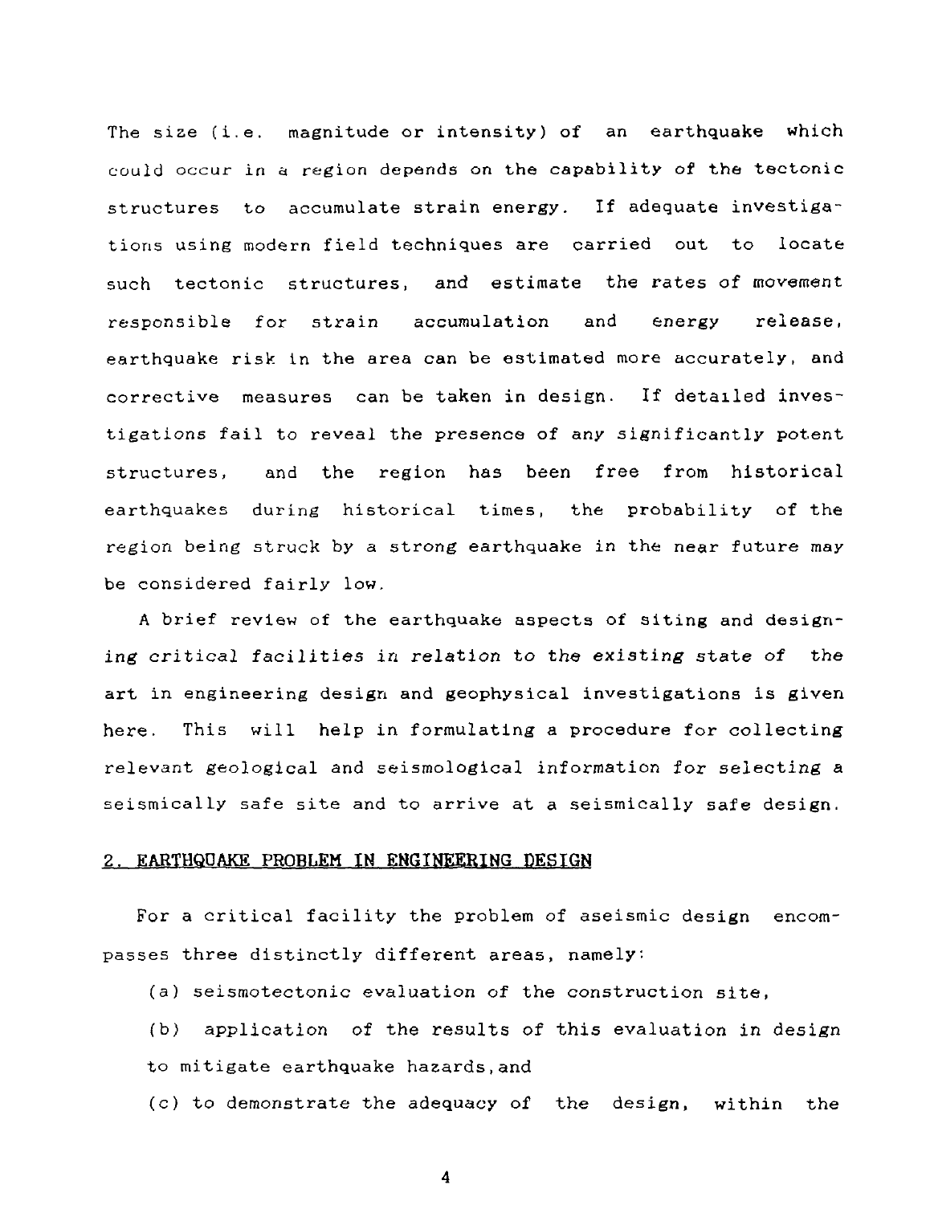The size (i.e. magnitude or intensity) of an earthquake which could occur in a region depends on the capability of the tectonic structures to accumulate strain energy. If adequate investigations using modern field techniques are carried out to locate such tectonic structures, and estimate the rates of movement responsible for strain accumulation and energy release, earthquake risk in the area can be estimated more accurately, and corrective measures can be taken in design. If detailed investigations fail to reveal the presence of any significantly potent structures, and the region has been free from historical earthquakes during historical times, the probability of the region being struck by a strong earthquake in the near future may be considered fairly low.

A brief review of the earthquake aspects of siting and designing critical facilities in relation to the existing state of the art in engineering design and geophysical investigations is given here. This will help in formulating a procedure for collecting relevant geological and seismological information for selecting a seismically safe site and to arrive at a seismically safe design.

## 2. EARTHQUAKE PROBLEM IN ENGINEERING DESIGN

For a critical facility the problem of aseismic design encompasses three distinctly different areas, namely:

(a) seismotectonic evaluation of the construction site,

(b) application of the results of this evaluation in design to mitigate earthquake hazards, and

(c) to demonstrate the adequacy of the design, within the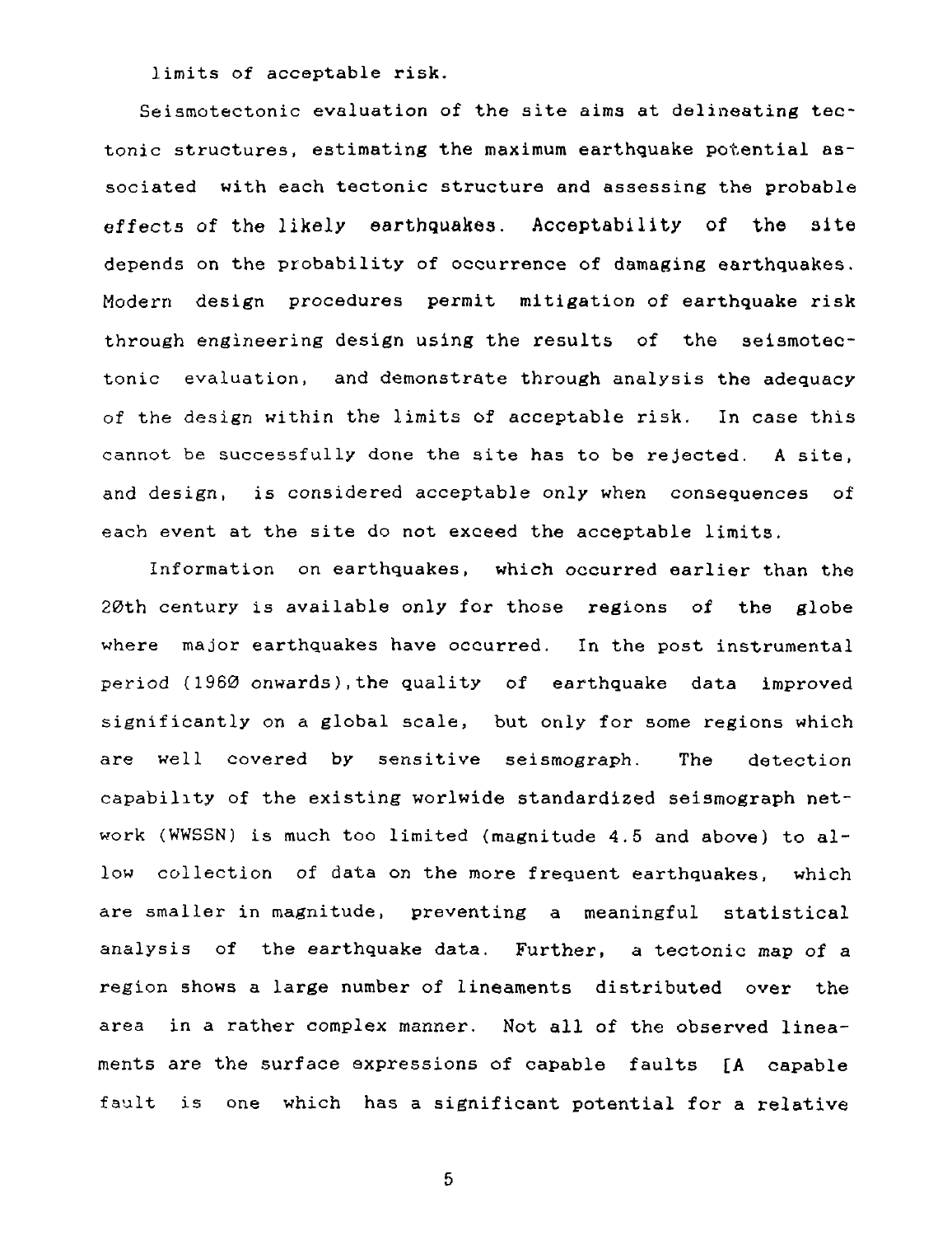limits of acceptable risk.

Seismotectonic evaluation of the site aims at delineating tectonic structures, estimating the maximum earthquake potential associated with each tectonic structure and assessing the probable effects of the likely earthquakes. Acceptability of the site depends on the probability of occurrence of damaging earthquakes. Modern design procedures permit mitigation of earthquake risk through engineering design using the results of the seismotectonic evaluation, and demonstrate through analysis the adequacy of the design within the limits of acceptable risk. In case this cannot be successfully done the site has to be rejected. A site, and design, is considered acceptable only when consequences of each event at the site do not exceed the acceptable limits.

Information on earthquakes, which occurred earlier than the 20th century is available only for those regions of the globe where major earthquakes have occurred. In the post instrumental period (1960 onwards), the quality of earthquake data improved significantly on a global scale, but only for some regions which are well covered by sensitive seismograph. The detection capability of the existing worlwide standardized seismograph network (WWSSN) is much too limited (magnitude 4.5 and above) to allow collection of data on the more frequent earthquakes, which are smaller in magnitude, preventing a meaningful statistical analysis of the earthquake data. Further, a tectonic map of a region shows a large number of lineaments distributed over the area in a rather complex manner. Not all of the observed lineaments are the surface expressions of capable faults [A capable fault is one which has a significant potential for a relative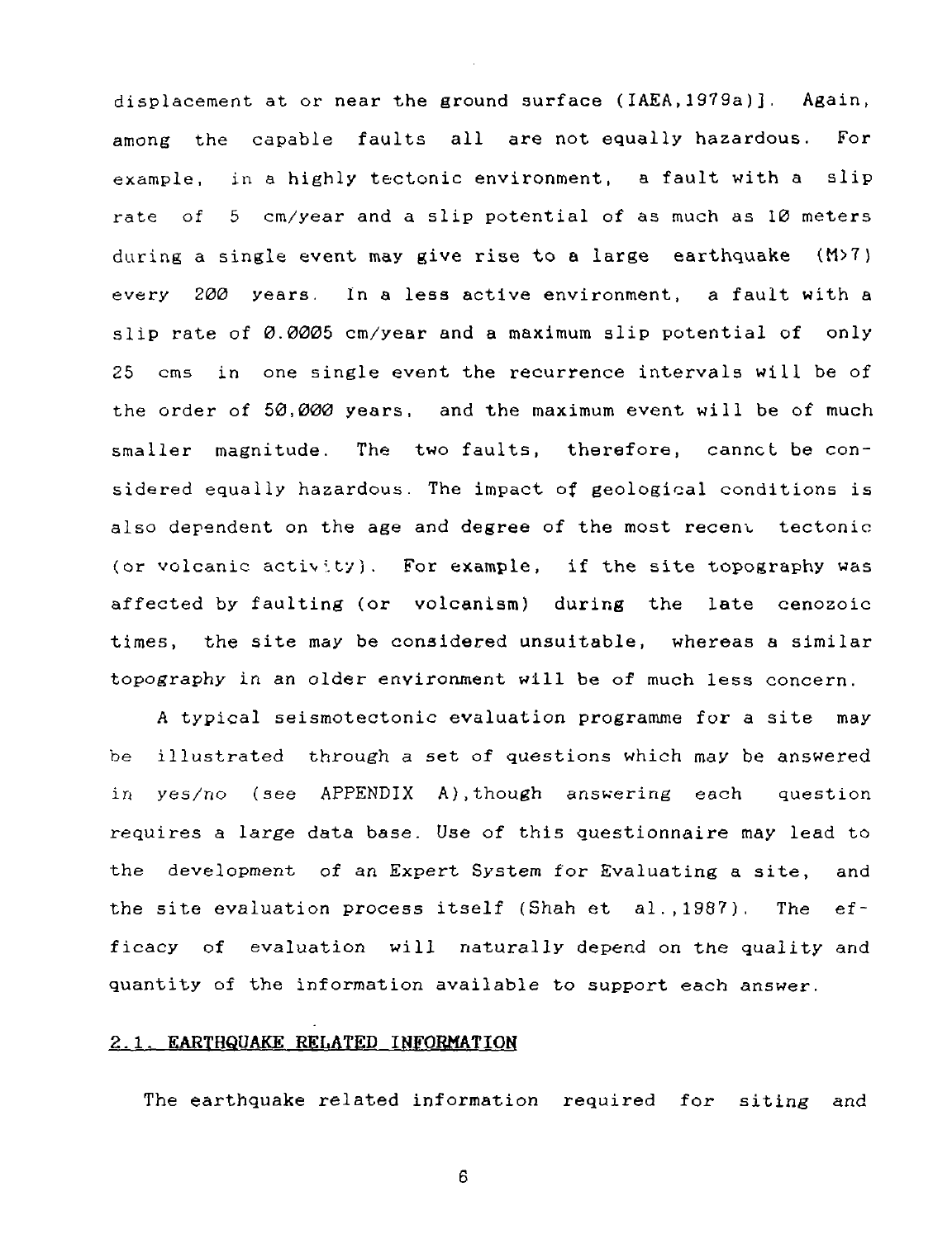displacement at or near the ground surface (IAEA,1979a)]. Again, among the capable faults all are not equally hazardous. For example, in a highly tectonic environment, a fault with a slip rate of 5 cm/year and a slip potential of as much as 10 meters during a single event may give rise to a large earthquake (M>7) every 200 years. In a less active environment, a fault with a slip rate of 0.0005 cm/year and a maximum slip potential of only 25 cms in one single event the recurrence intervals will be of the order of 50,000 years, and the maximum event will be of much smaller magnitude. The two faults, therefore, cannot be considered equally hazardous. The impact of geological conditions is also dependent on the age and degree of the most recent tectonic (or volcanic activity). For example, if the site topography was affected by faulting (or volcanism) during the late cenozoic times, the site may be considered unsuitable, whereas a similar topography in an older environment will be of much less concern.

A typical seismotectonic evaluation programme for a site may be illustrated through a set of questions which may be answered in yes/no (see APPENDIX A),though answering each question requires a large data base. Use of this questionnaire may lead to the development of an Expert System for Evaluating a site, and the site evaluation process itself (Shah et al.,1987). The efficacy of evaluation will naturally depend on the quality and quantity of the information available to support each answer.

## 2.1. EARTHQUAKE RELATED INFORMATION

The earthquake related information required for siting and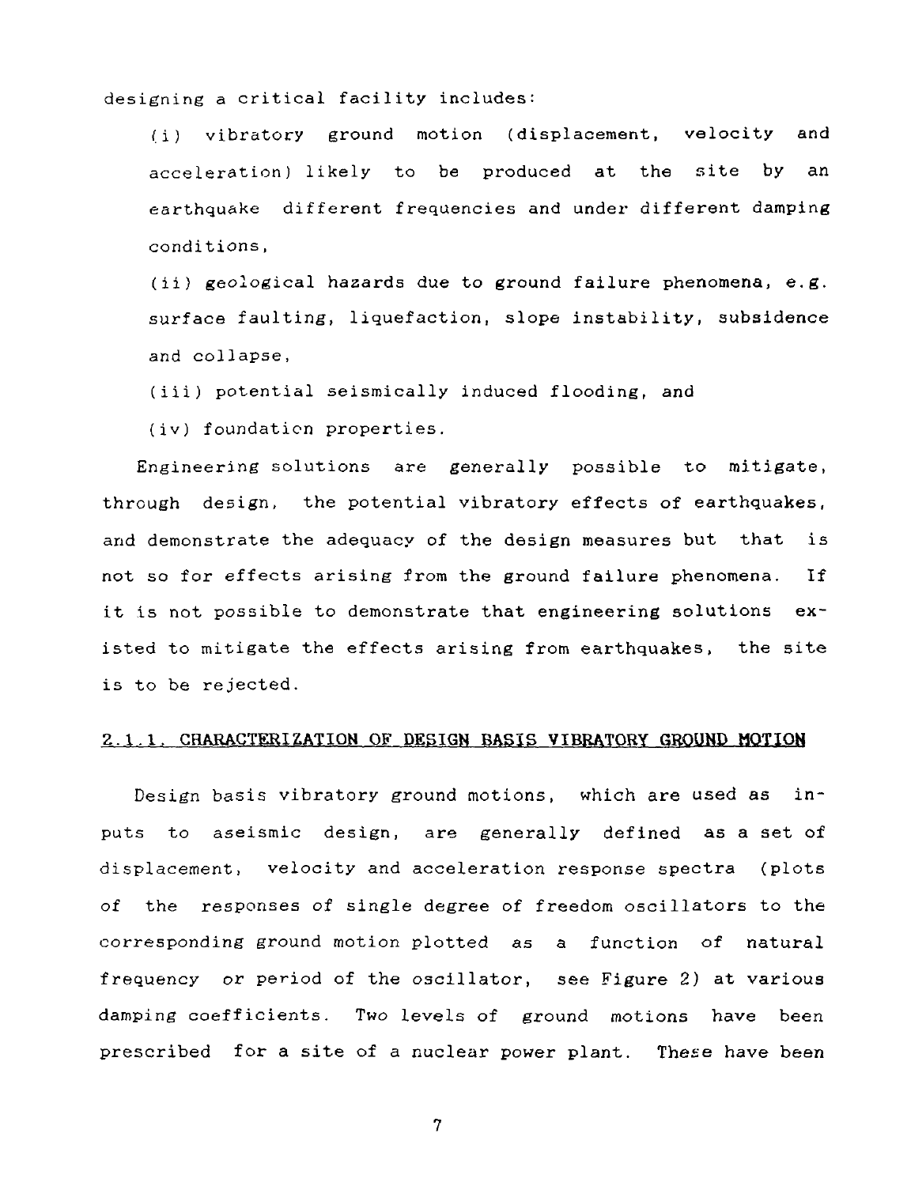designing a critical facility includes:

(i) vibratory ground motion (displacement, velocity and acceleration) likely to be produced at the site by an earthquake different frequencies and under different damping conditions,

(ii) geological hazards due to ground failure phenomena, e.g. surface faulting, liquefaction, slope instability, subsidence and collapse,

(iii) potential seismically induced flooding, and

(iv) foundation properties.

Engineering solutions are generally possible to mitigate, through design, the potential vibratory effects of earthquakes, and demonstrate the adequacy of the design measures but that is not so for effects arising from the ground failure phenomena. If it is not possible to demonstrate that engineering solutions existed to mitigate the effects arising from earthquakes, the site is to be rejected.

### 2.1.1. CHARACTERIZATION OF DESIGN BASIS VIBRATORY GROUND MOTION

Design basis vibratory ground motions, which are used as inputs to aseismic design, are generally defined as a set of displacement, velocity and acceleration response spectra (plots of the responses of single degree of freedom oscillators to the corresponding ground motion plotted as a function of natural frequency or period of the oscillator, see Figure 2) at various damping coefficients. Two levels of ground motions have been prescribed for a site of a nuclear power plant. These have been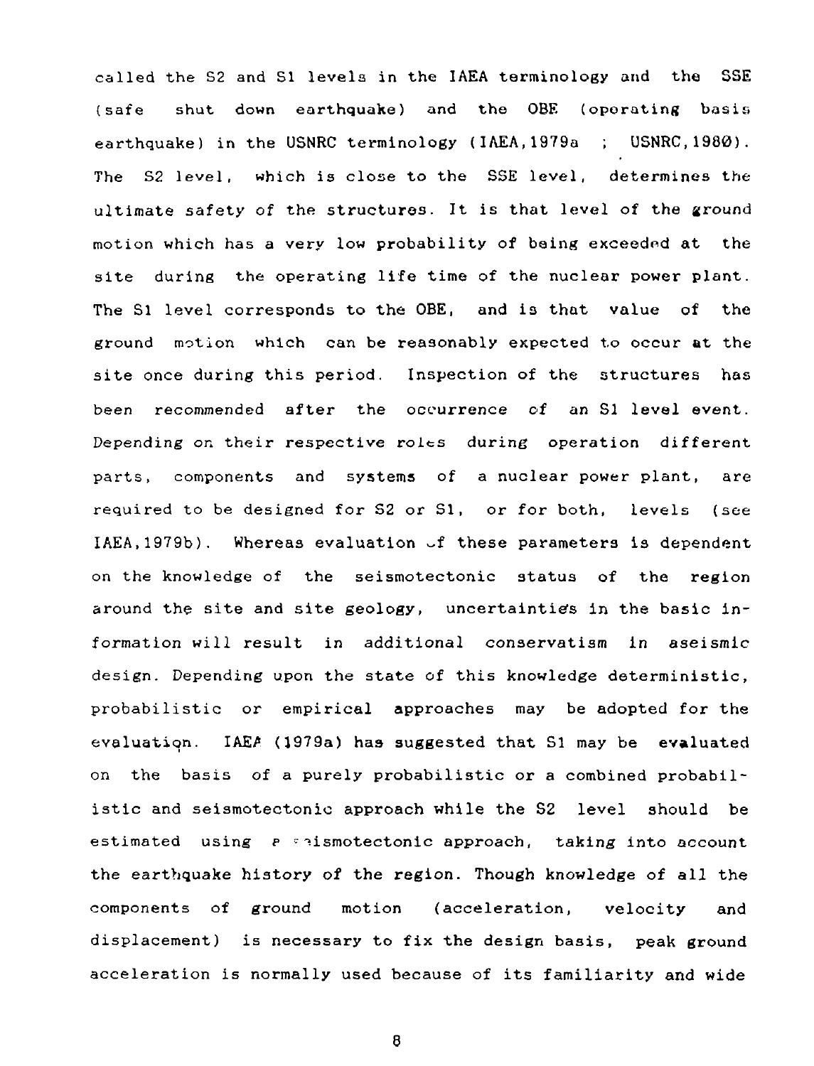called the S2 and S1 levels in the IAEA terminology and the SSE (safe shut down earthquake) and the OBE (operating basis earthquake) in the USNRC terminology (IAEA,1979a ; USNRC,1980). The S2 level, which is close to the SSE level, determines the ultimate safety of the structures. It is that level of the ground motion which has a very low probability of being exceeded at the site during the operating life time of the nuclear power plant. The S1 level corresponds to the OBE, and is that value of the ground motion which can be reasonably expected to occur at the site once during this period. Inspection of the structures has been recommended after the occurrence of an S1 level event. Depending on their respective roles during operation different parts, components and systems of a nuclear power plant, are required to be designed for S2 or S1, or for both, levels (see IAEA,1979b). Whereas evaluation of these parameters is dependent on the knowledge of the seismotectonic status of the region around the site and site geology, uncertainties in the basic information will result in additional conservatism in aseismic design. Depending upon the state of this knowledge deterministic, probabilistic or empirical approaches may be adopted for the evaluation. IAEA (1979a) has suggested that S1 may be evaluated on the basis of a purely probabilistic or a combined probabilistic and seismotectonic approach while the S2 level should be estimated using a seismotectonic approach, taking into account the earthquake history of the region. Though knowledge of all the components of ground motion (acceleration, velocity and displacement) is necessary to fix the design basis, peak ground acceleration is normally used because of its familiarity and wide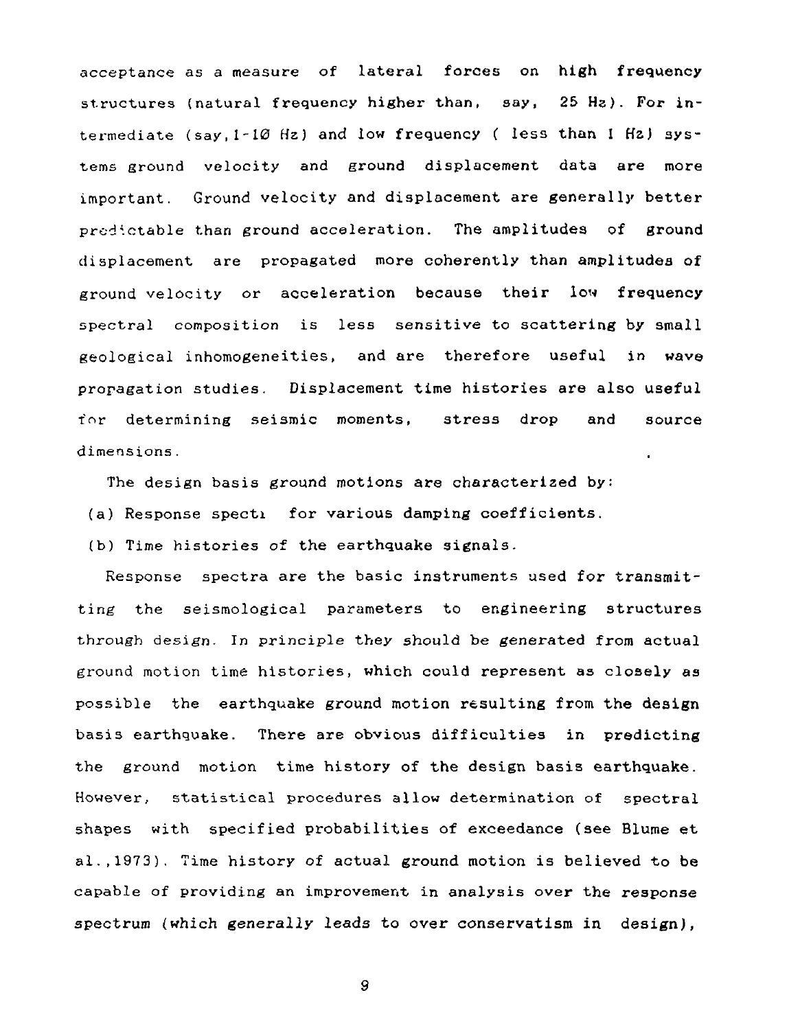acceptance as a measure of lateral forces on high frequency structures (natural frequency higher than, say, 25 Hz). For intermediate (say, 1-10 Hz) and low frequency ( less than 1 Hz) systems ground velocity and ground displacement data are more important. Ground velocity and displacement are generally better predictable than ground acceleration. The amplitudes of ground displacement are propagated more coherently than amplitudes of ground velocity or acceleration because their low frequency spectral composition is less sensitive to scattering by small geological inhomogeneities, and are therefore useful in wave propagation studies. Displacement time histories are also useful for determining seismic moments, stress drop and source dimensions.

The design basis ground motions are characterized by:

(a) Response spectra for various damping coefficients.

(b) Time histories of the earthquake signals.

Response spectra are the basic instruments used for transmitting the seismological parameters to engineering structures through design. In principle they should be generated from actual ground motion time histories, which could represent as closely as possible the earthquake ground motion resulting from the design basis earthquake. There are obvious difficulties in predicting the ground motion time history of the design basis earthquake. However, statistical procedures allow determination of spectral shapes with specified probabilities of exceedance (see Blume et al., 1973). Time history of actual ground motion is believed to be capable of providing an improvement in analysis over the response spectrum (which generally leads to over conservatism in design),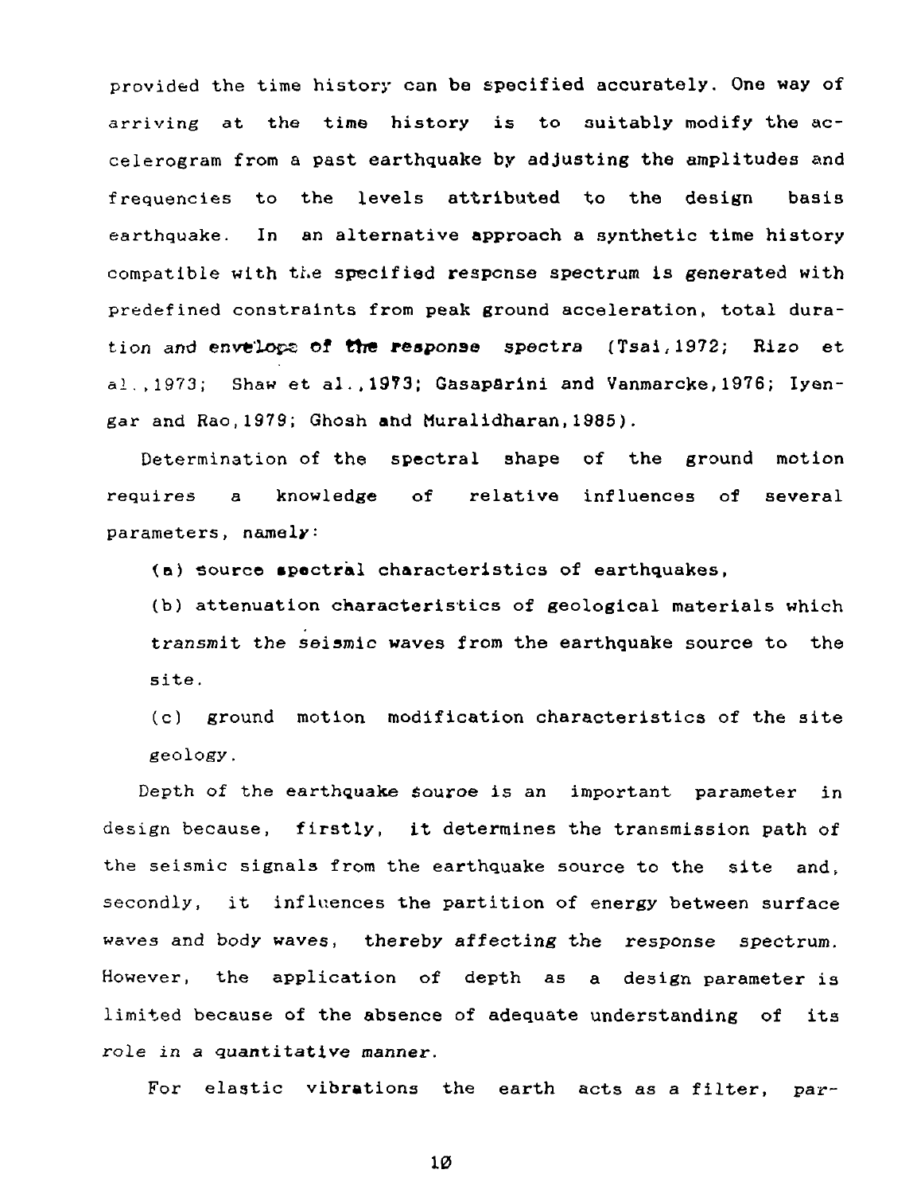provided the time history can be specified accurately. One way of arriving at the time history is to suitably modify the accelerogram from a past earthquake by adjusting the amplitudes and frequencies to the levels attributed to the design basis earthquake. In an alternative approach a synthetic time history compatible with the specified response spectrum is generated with predefined constraints from peak ground acceleration, total duration and envelope of the response spectra (Tsai,1972; Rizo et al.,1973; Shaw et al.,1973; Gasaparini and Vanmarcke,1976; Iyengar and Rao,1979; Ghosh and Muralidharan,1985).

Determination of the spectral shape of the ground motion requires a knowledge of relative influences of several parameters, namely:

(a) source spectral characteristics of earthquakes,

(b) attenuation characteristics of geological materials which transmit the seismic waves from the earthquake source to the site.

(c) ground motion modification characteristics of the site geology.

Depth of the earthquake source is an important parameter in design because, firstly, it determines the transmission path of the seismic signals from the earthquake source to the site and, secondly, it influences the partition of energy between surface waves and body waves, thereby affecting the response spectrum. However, the application of depth as a design parameter is limited because of the absence of adequate understanding of its role in a quantitative manner.

For elastic vibrations the earth acts as a filter, par-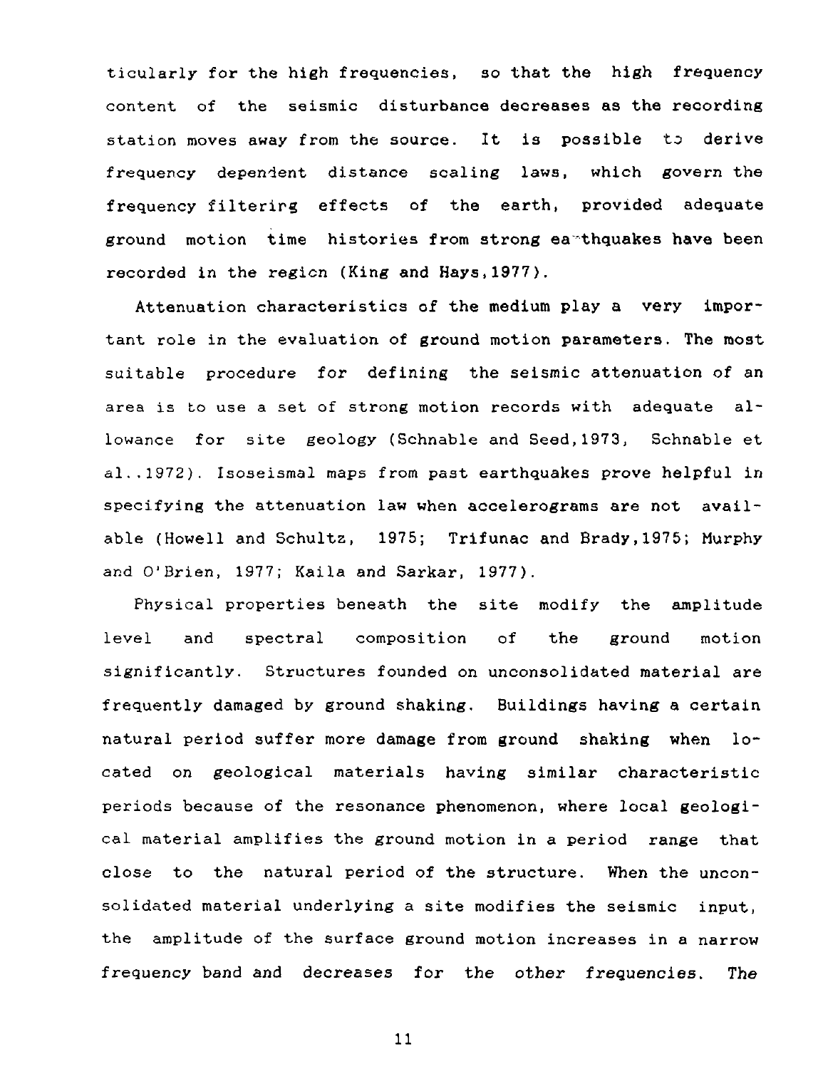ticularly for the high frequencies, so that the high frequency content of the seismic disturbance decreases as the recording station moves away from the source. It is possible to derive frequency dependent distance scaling laws, which govern the frequency filtering effects of the earth, provided adequate ground motion time histories from strong earthquakes have been recorded in the region (King and Hays,1977).

Attenuation characteristics of the medium play a very important role in the evaluation of ground motion parameters. The most suitable procedure for defining the seismic attenuation of an area is to use a set of strong motion records with adequate allowance for site geology (Schnable and Seed,1973, Schnable et al.,1972). Isoseismal maps from past earthquakes prove helpful in specifying the attenuation law when accelerograms are not available (Howell and Schultz, 1975; Trifunac and Brady,1975; Murphy and O'Brien, 1977; Kaila and Sarkar, 1977).

Physical properties beneath the site modify the amplitude level and spectral composition of the ground motion significantly. Structures founded on unconsolidated material are frequently damaged by ground shaking. Buildings having a certain natural period suffer more damage from ground shaking when located on geological materials having similar characteristic periods because of the resonance phenomenon, where local geological material amplifies the ground motion in a period range that close to the natural period of the structure. When the unconsolidated material underlying a site modifies the seismic input, the amplitude of the surface ground motion increases in a narrow frequency band and decreases for the other frequencies. The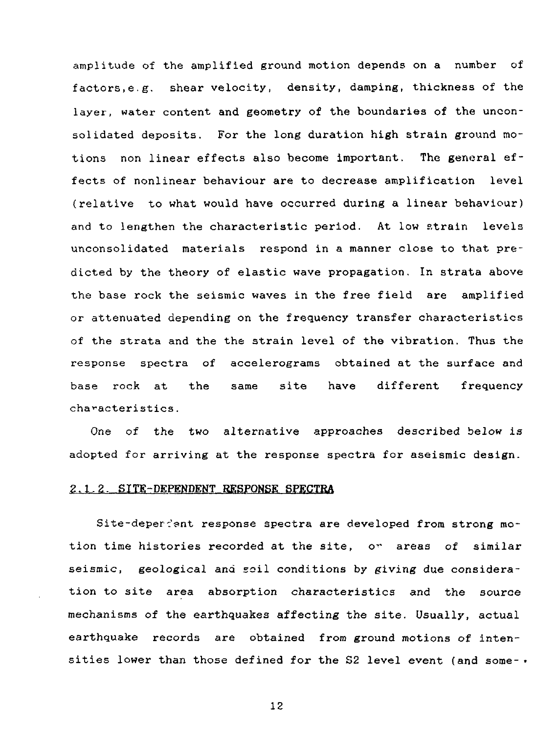amplitude of the amplified ground motion depends on a number of factors, e.g. shear velocity, density, damping, thickness of the layer, water content and geometry of the boundaries of the unconsolidated deposits. For the long duration high strain ground motions non linear effects also become important. The general effects of nonlinear behaviour are to decrease amplification level (relative to what would have occurred during a linear behaviour) and to lengthen the characteristic period. At low strain levels unconsolidated materials respond in a manner close to that predicted by the theory of elastic wave propagation. In strata above the base rock the seismic waves in the free field are amplified or attenuated depending on the frequency transfer characteristics of the strata and the the strain level of the vibration. Thus the response spectra of accelerograms obtained at the surface and base rock at the same site have different frequency characteristics.

One of the two alternative approaches described below is adopted for arriving at the response spectra for aseismic design.

### 2.1.2. SITE-DEPENDENT RESPONSE SPECTRA

Site-dependent response spectra are developed from strong motion time histories recorded at the site, or areas of similar seismic, geological and soil conditions by giving due consideration to site area absorption characteristics and the source mechanisms of the earthquakes affecting the site. Usually, actual earthquake records are obtained from ground motions of intensities lower than those defined for the S2 level event (and some-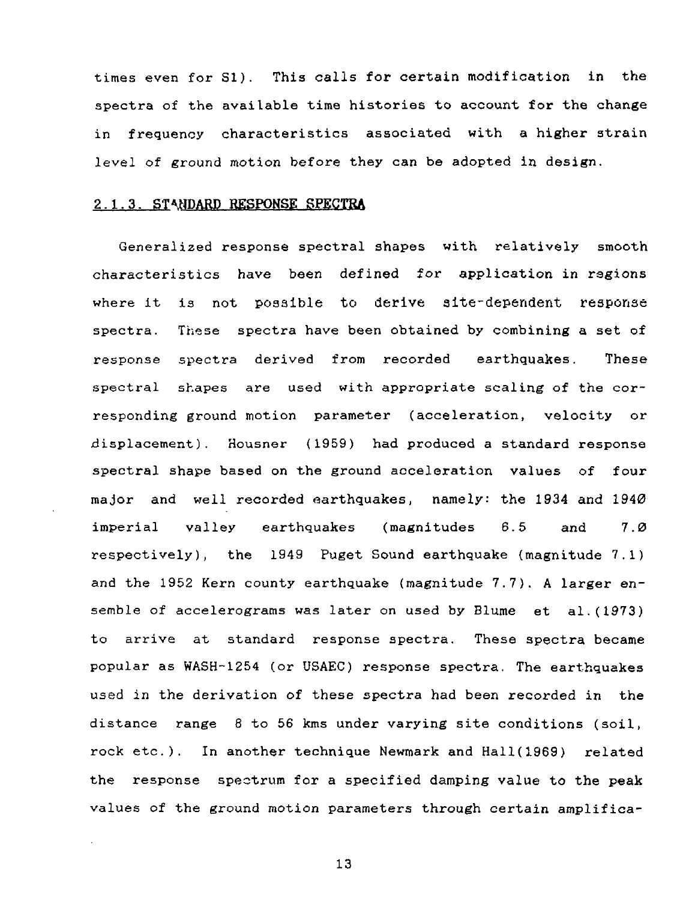times even for S1). This calls for certain modification in the spectra of the available time histories to account for the change in frequency characteristics associated with a higher strain level of ground motion before they can be adopted in design.

### 2.1.3. STANDARD RESPONSE SPECTRA

Generalized response spectral shapes with relatively smooth characteristics have been defined for application in regions where it is not possible to derive site-dependent response spectra. These spectra have been obtained by combining a set of response spectra derived from recorded earthquakes. These spectral shapes are used with appropriate scaling of the corresponding ground motion parameter (acceleration, velocity or displacement). Housner (1959) had produced a standard response spectral shape based on the ground acceleration values of four major and well recorded earthquakes, namely: the 1934 and 1940 imperial valley earthquakes (magnitudes 6.5 and 7.0 respectively), the 1949 Puget Sound earthquake (magnitude 7.1) and the 1952 Kern county earthquake (magnitude 7.7). A larger ensemble of accelerograms was later on used by Blume et al.(1973) to arrive at standard response spectra. These spectra became popular as WASH-1254 (or USAEC) response spectra. The earthquakes used in the derivation of these spectra had been recorded in the distance range 8 to 56 kms under varying site conditions (soil, rock etc.). In another technique Newmark and Hall(1969) related the response spectrum for a specified damping value to the peak values of the ground motion parameters through certain amplifica-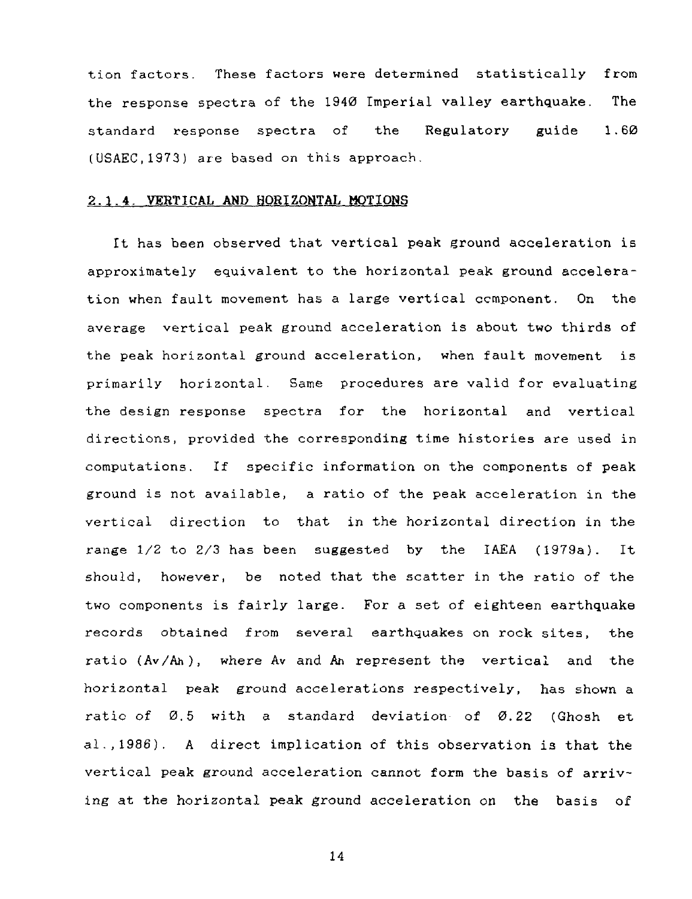tion factors. These factors were determined statistically from the response spectra of the 1940 Imperial valley earthquake. The standard response spectra of the Regulatory guide 1.60 (USAEC,1973) are based on this approach.

### 2.1.4. VERTICAL AND HORIZONTAL MOTIONS

It has been observed that vertical peak ground acceleration is approximately equivalent to the horizontal peak ground acceleration when fault movement has a large vertical component. On the average vertical peak ground acceleration is about two thirds of the peak horizontal ground acceleration, when fault movement is primarily horizontal. Same procedures are valid for evaluating the design response spectra for the horizontal and vertical directions, provided the corresponding time histories are used in computations. If specific information on the components of peak ground is not available, a ratio of the peak acceleration in the vertical direction to that in the horizontal direction in the range 1/2 to 2/3 has been suggested by the IAEA (1979a). It should, however, be noted that the scatter in the ratio of the two components is fairly large. For a set of eighteen earthquake records obtained from several earthquakes on rock sites, the ratio ($A_v/A_h$), where $A_v$ and $A_h$ represent the vertical and the horizontal peak ground accelerations respectively, has shown a ratio of 0.5 with a standard deviation of 0.22 (Ghosh et al.,1986). A direct implication of this observation is that the vertical peak ground acceleration cannot form the basis of arriving at the horizontal peak ground acceleration on the basis of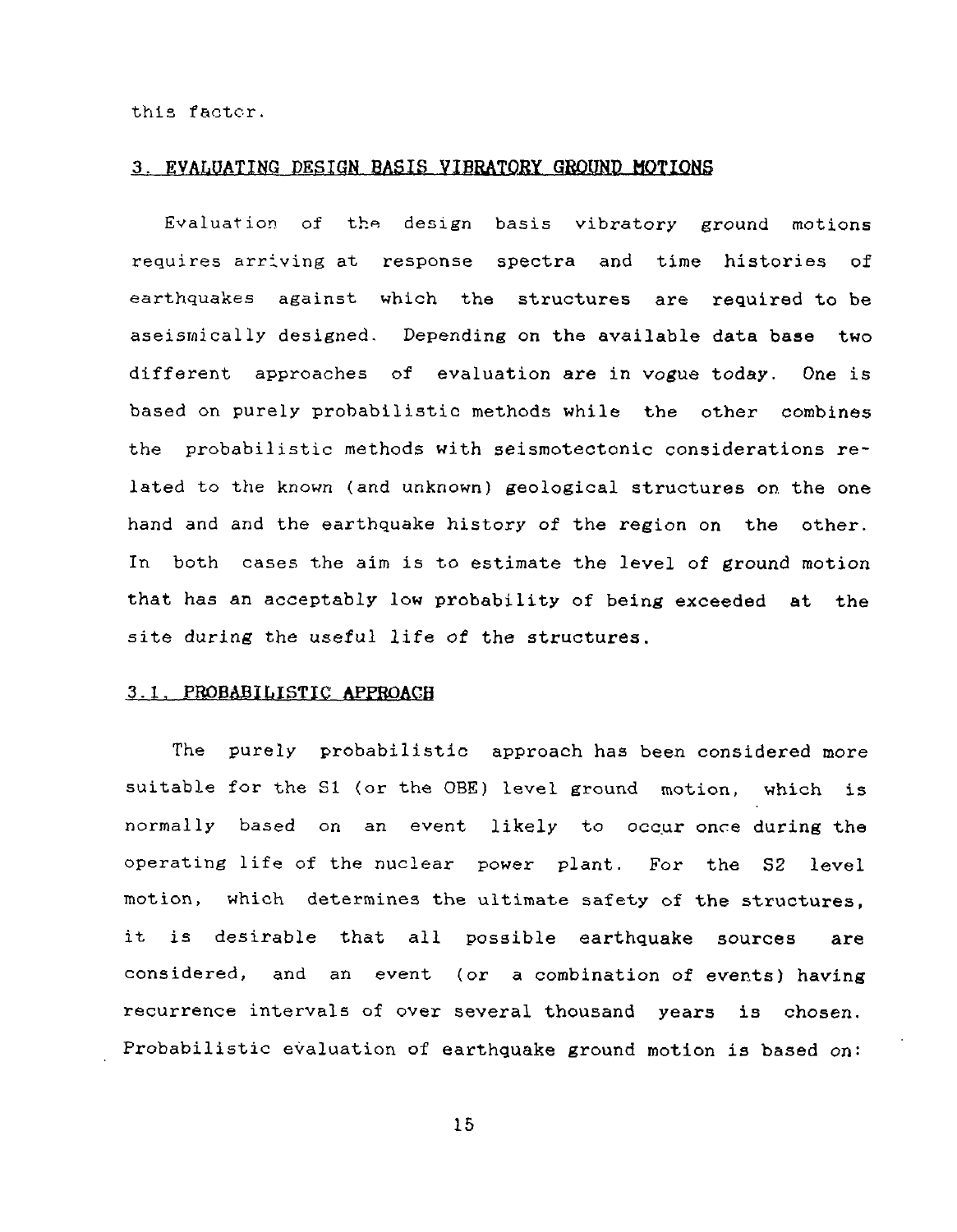this factor.

## 3. EVALUATING DESIGN BASIS VIBRATORY GROUND MOTIONS

Evaluation of the design basis vibratory ground motions requires arriving at response spectra and time histories of earthquakes against which the structures are required to be aseismically designed. Depending on the available data base two different approaches of evaluation are in vogue today. One is based on purely probabilistic methods while the other combines the probabilistic methods with seismotectonic considerations related to the known (and unknown) geological structures on the one hand and and the earthquake history of the region on the other. In both cases the aim is to estimate the level of ground motion that has an acceptably low probability of being exceeded at the site during the useful life of the structures.

### 3.1. PROBABILISTIC APPROACH

The purely probabilistic approach has been considered more suitable for the S1 (or the OBE) level ground motion, which is normally based on an event likely to occur once during the operating life of the nuclear power plant. For the S2 level motion, which determines the ultimate safety of the structures, it is desirable that all possible earthquake sources are considered, and an event (or a combination of events) having recurrence intervals of over several thousand years is chosen. Probabilistic evaluation of earthquake ground motion is based on: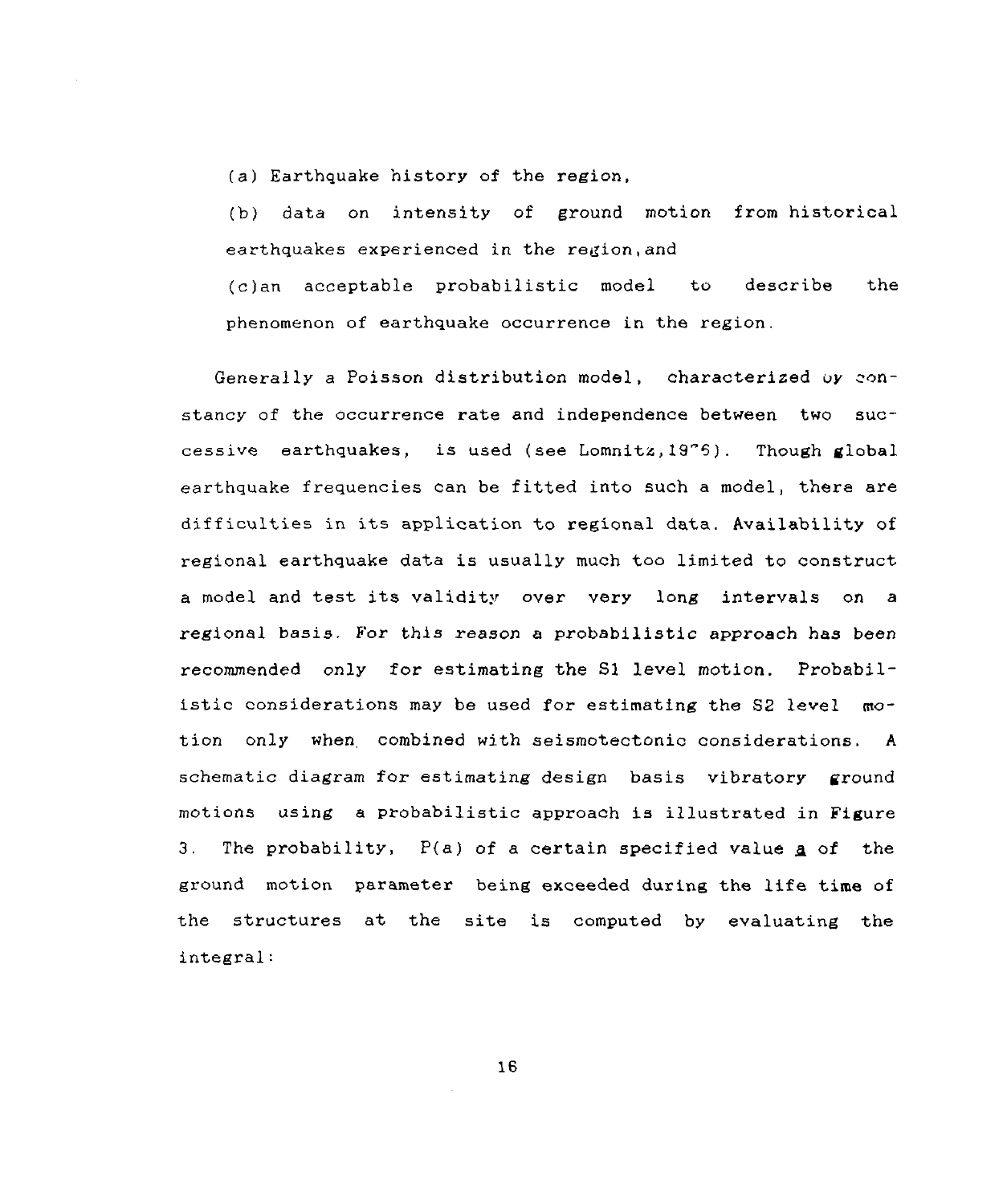(a) Earthquake history of the region,

(b) data on intensity of ground motion from historical earthquakes experienced in the region, and

(c) an acceptable probabilistic model to describe the phenomenon of earthquake occurrence in the region.

Generally a Poisson distribution model, characterized by constancy of the occurrence rate and independence between two successive earthquakes, is used (see Lomnitz, 1976). Though global earthquake frequencies can be fitted into such a model, there are difficulties in its application to regional data. Availability of regional earthquake data is usually much too limited to construct a model and test its validity over very long intervals on a regional basis. For this reason a probabilistic approach has been recommended only for estimating the S1 level motion. Probabilistic considerations may be used for estimating the S2 level motion only when combined with seismotectonic considerations. A schematic diagram for estimating design basis vibratory ground motions using a probabilistic approach is illustrated in Figure 3. The probability, P(a) of a certain specified value **a** of the ground motion parameter being exceeded during the life time of the structures at the site is computed by evaluating the integral: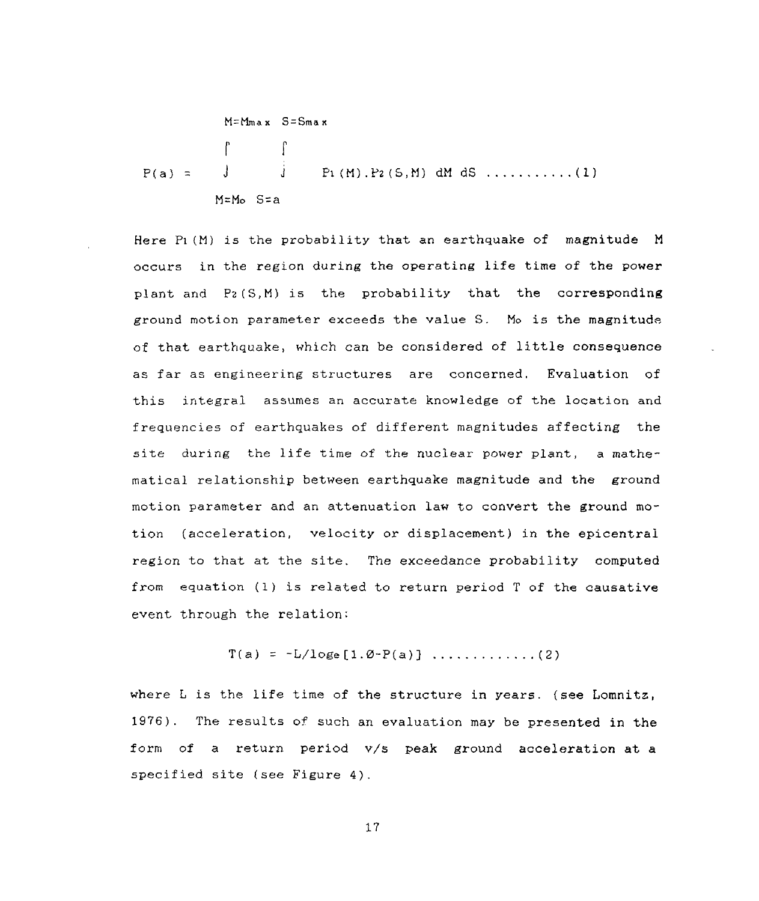$$P(a) = \int_{M=M_o}^{M=M_{max}} \int_{S=a}^{S=S_{max}} P_1(M).P_2(S,M)\, dM\, dS \quad \ldots\ldots\ldots\ldots(1)$$

Here $P_1(M)$ is the probability that an earthquake of magnitude M occurs in the region during the operating life time of the power plant and $P_2(S,M)$ is the probability that the corresponding ground motion parameter exceeds the value S. $M_o$ is the magnitude of that earthquake, which can be considered of little consequence as far as engineering structures are concerned. Evaluation of this integral assumes an accurate knowledge of the location and frequencies of earthquakes of different magnitudes affecting the site during the life time of the nuclear power plant, a mathematical relationship between earthquake magnitude and the ground motion parameter and an attenuation law to convert the ground motion (acceleration, velocity or displacement) in the epicentral region to that at the site. The exceedance probability computed from equation (1) is related to return period T of the causative event through the relation:

$$T(a) = -L/\log_e[1.0-P(a)] \quad \ldots\ldots\ldots\ldots(2)$$

where L is the life time of the structure in years. (see Lomnitz, 1976). The results of such an evaluation may be presented in the form of a return period v/s peak ground acceleration at a specified site (see Figure 4).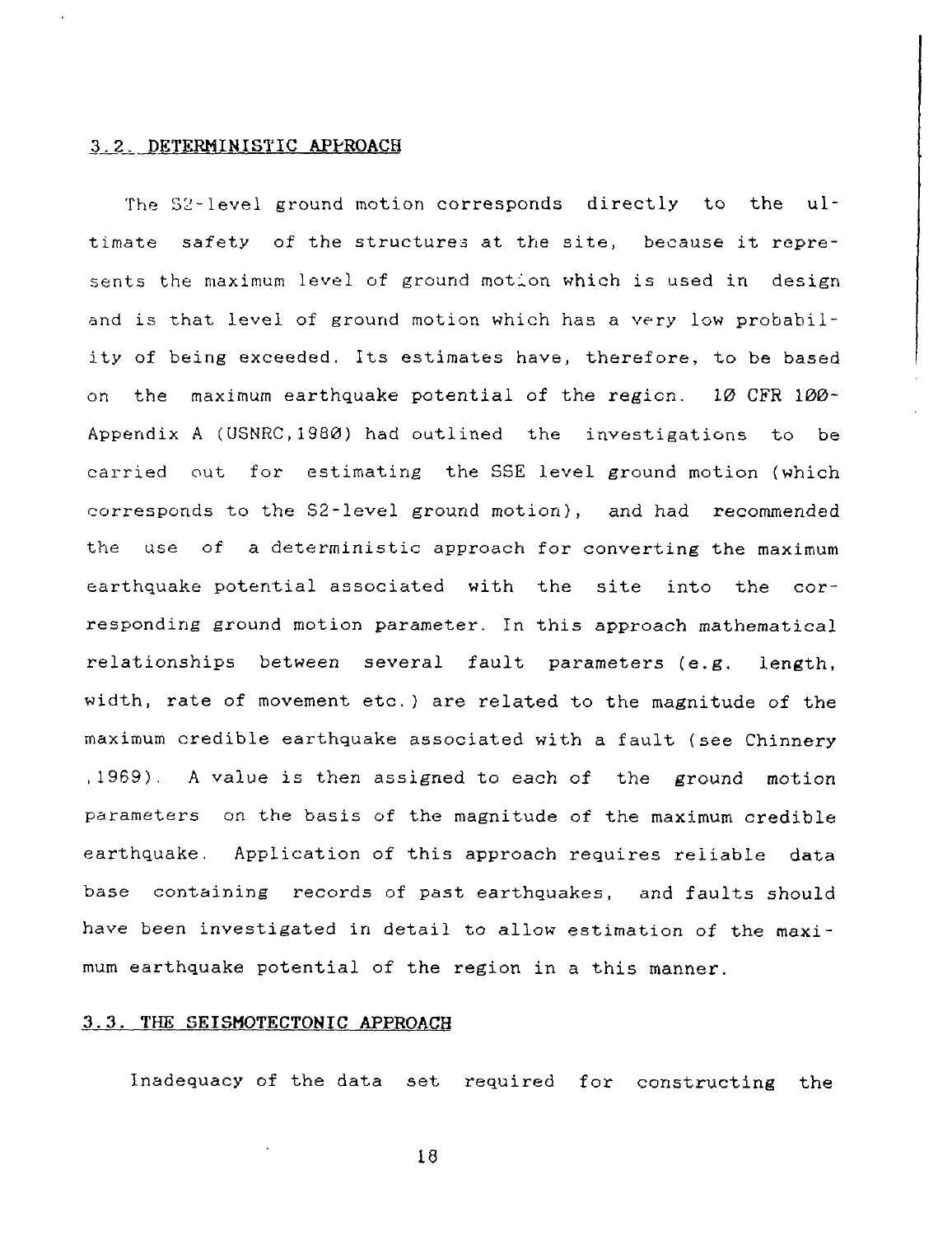### 3.2. DETERMINISTIC APPROACH

The S2-level ground motion corresponds directly to the ultimate safety of the structures at the site, because it represents the maximum level of ground motion which is used in design and is that level of ground motion which has a very low probability of being exceeded. Its estimates have, therefore, to be based on the maximum earthquake potential of the region. 10 CFR 100-Appendix A (USNRC,1980) had outlined the investigations to be carried out for estimating the SSE level ground motion (which corresponds to the S2-level ground motion), and had recommended the use of a deterministic approach for converting the maximum earthquake potential associated with the site into the corresponding ground motion parameter. In this approach mathematical relationships between several fault parameters (e.g. length, width, rate of movement etc.) are related to the magnitude of the maximum credible earthquake associated with a fault (see Chinnery ,1969). A value is then assigned to each of the ground motion parameters on the basis of the magnitude of the maximum credible earthquake. Application of this approach requires reliable data base containing records of past earthquakes, and faults should have been investigated in detail to allow estimation of the maximum earthquake potential of the region in a this manner.

### 3.3. THE SEISMOTECTONIC APPROACH

Inadequacy of the data set required for constructing the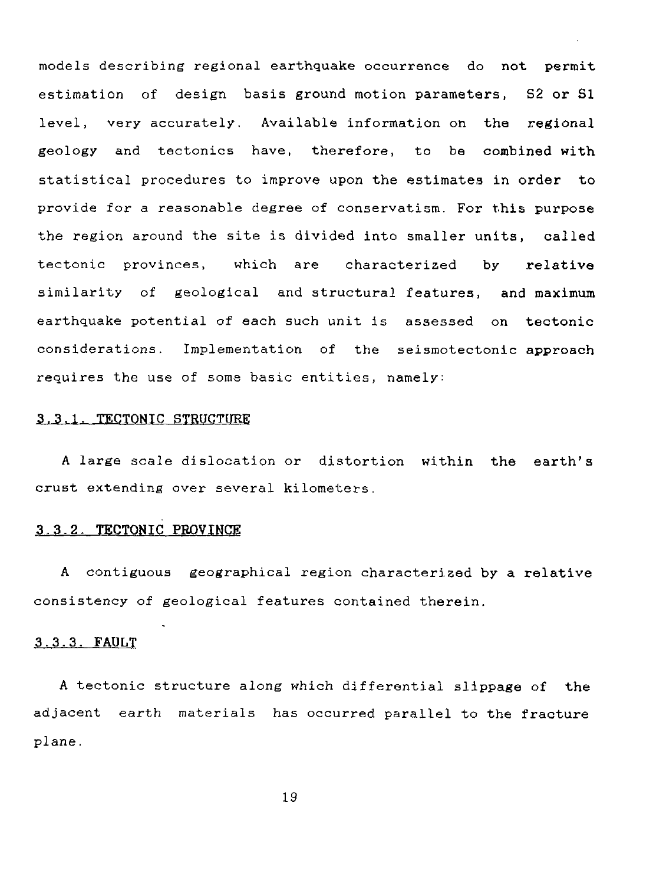models describing regional earthquake occurrence do not permit estimation of design basis ground motion parameters, S2 or S1 level, very accurately. Available information on the regional geology and tectonics have, therefore, to be combined with statistical procedures to improve upon the estimates in order to provide for a reasonable degree of conservatism. For this purpose the region around the site is divided into smaller units, called tectonic provinces, which are characterized by relative similarity of geological and structural features, and maximum earthquake potential of each such unit is assessed on tectonic considerations. Implementation of the seismotectonic approach requires the use of some basic entities, namely:

### 3.3.1. TECTONIC STRUCTURE

A large scale dislocation or distortion within the earth's crust extending over several kilometers.

### 3.3.2. TECTONIC PROVINCE

A contiguous geographical region characterized by a relative consistency of geological features contained therein.

### 3.3.3. FAULT

A tectonic structure along which differential slippage of the adjacent earth materials has occurred parallel to the fracture plane.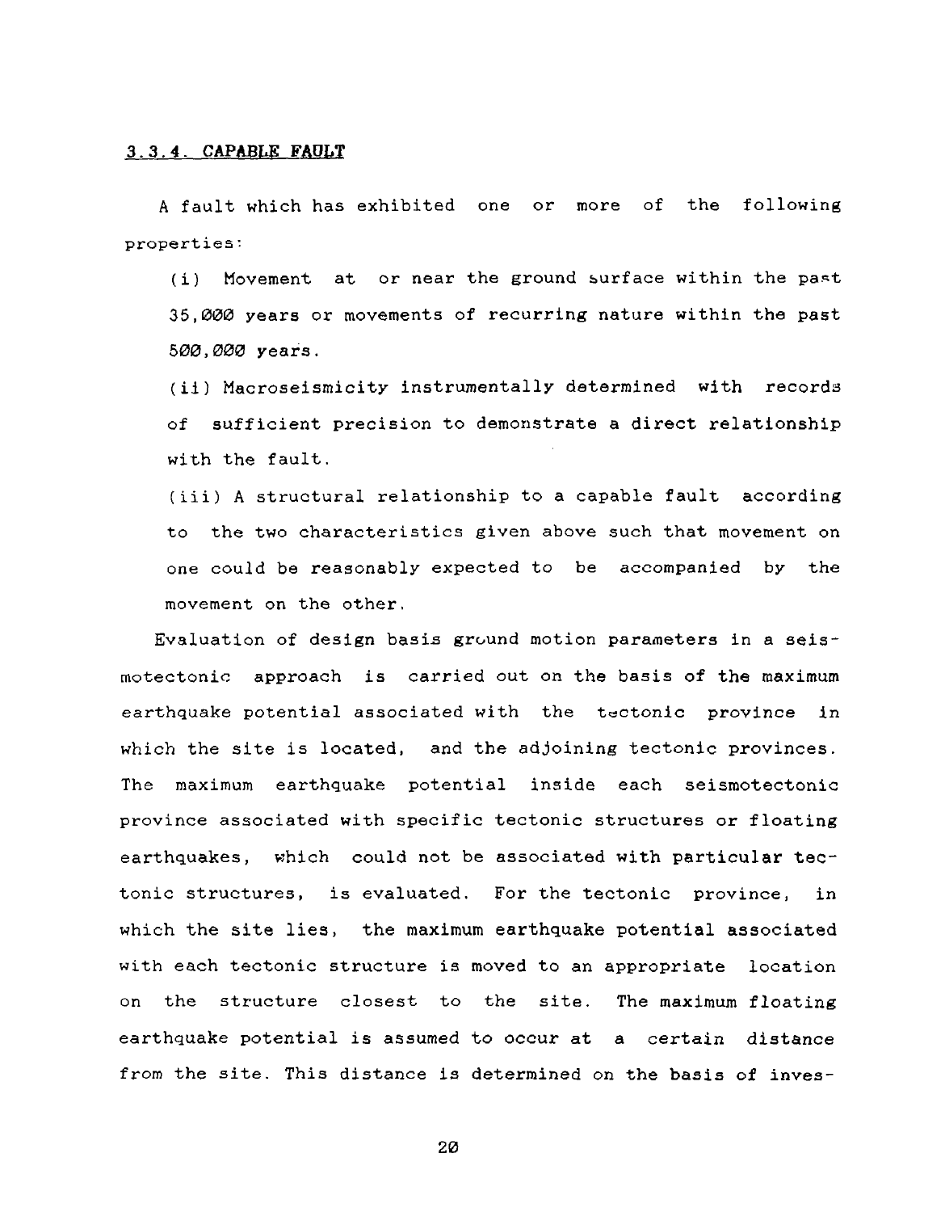### 3.3.4. CAPABLE FAULT

A fault which has exhibited one or more of the following properties:

(i) Movement at or near the ground surface within the past 35,000 years or movements of recurring nature within the past 500,000 years.

(ii) Macroseismicity instrumentally determined with records of sufficient precision to demonstrate a direct relationship with the fault.

(iii) A structural relationship to a capable fault according to the two characteristics given above such that movement on one could be reasonably expected to be accompanied by the movement on the other.

Evaluation of design basis ground motion parameters in a seismotectonic approach is carried out on the basis of the maximum earthquake potential associated with the tectonic province in which the site is located, and the adjoining tectonic provinces. The maximum earthquake potential inside each seismotectonic province associated with specific tectonic structures or floating earthquakes, which could not be associated with particular tectonic structures, is evaluated. For the tectonic province, in which the site lies, the maximum earthquake potential associated with each tectonic structure is moved to an appropriate location on the structure closest to the site. The maximum floating earthquake potential is assumed to occur at a certain distance from the site. This distance is determined on the basis of inves-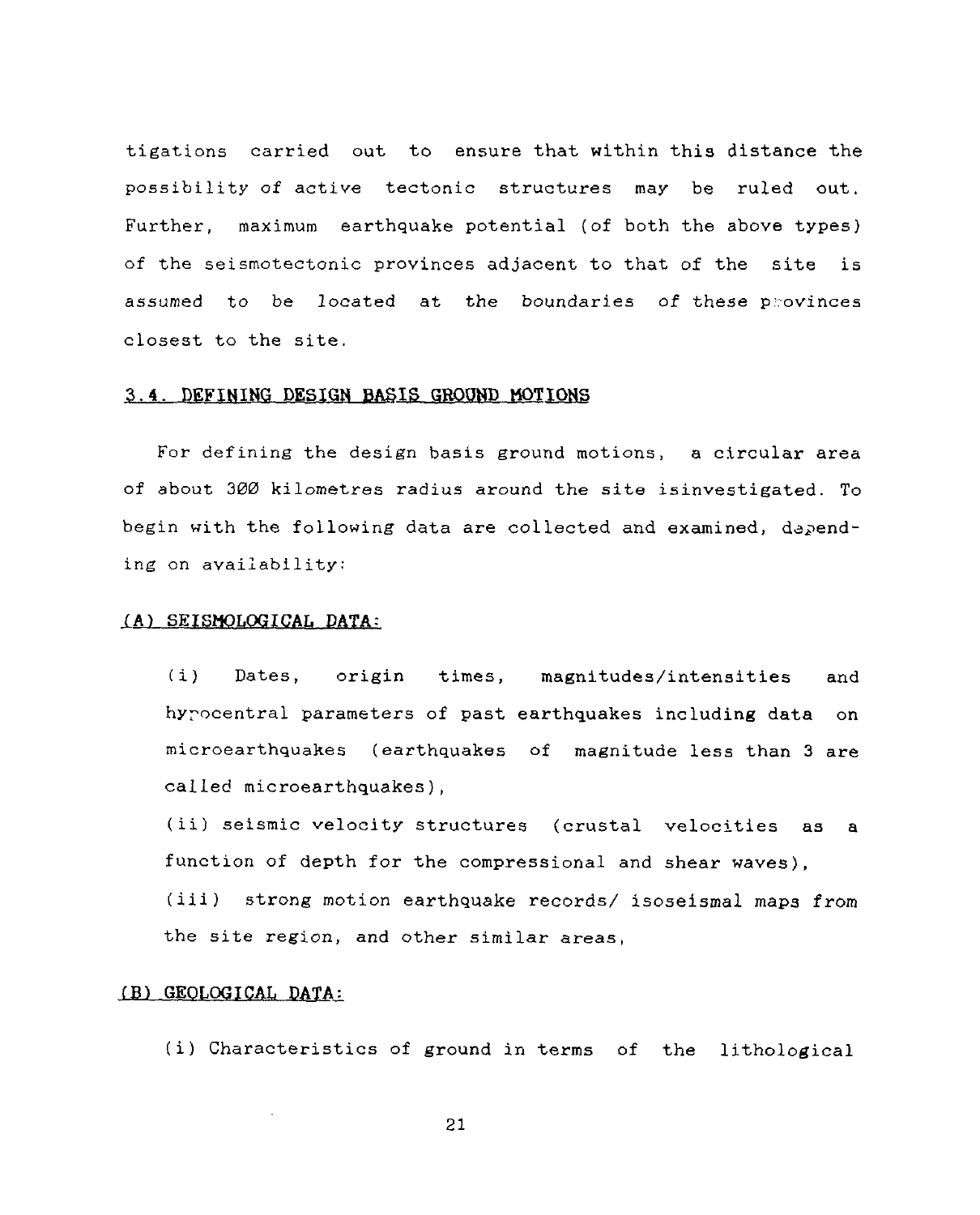tigations carried out to ensure that within this distance the possibility of active tectonic structures may be ruled out. Further, maximum earthquake potential (of both the above types) of the seismotectonic provinces adjacent to that of the site is assumed to be located at the boundaries of these provinces closest to the site.

### 3.4. DEFINING DESIGN BASIS GROUND MOTIONS

For defining the design basis ground motions, a circular area of about 300 kilometres radius around the site isinvestigated. To begin with the following data are collected and examined, depending on availability:

#### (A) SEISMOLOGICAL DATA:

(i) Dates, origin times, magnitudes/intensities and hyrocentral parameters of past earthquakes including data on microearthquakes (earthquakes of magnitude less than 3 are called microearthquakes),

(ii) seismic velocity structures (crustal velocities as a function of depth for the compressional and shear waves),

(iii) strong motion earthquake records/ isoseismal maps from the site region, and other similar areas,

#### (B) GEOLOGICAL DATA:

(i) Characteristics of ground in terms of the lithological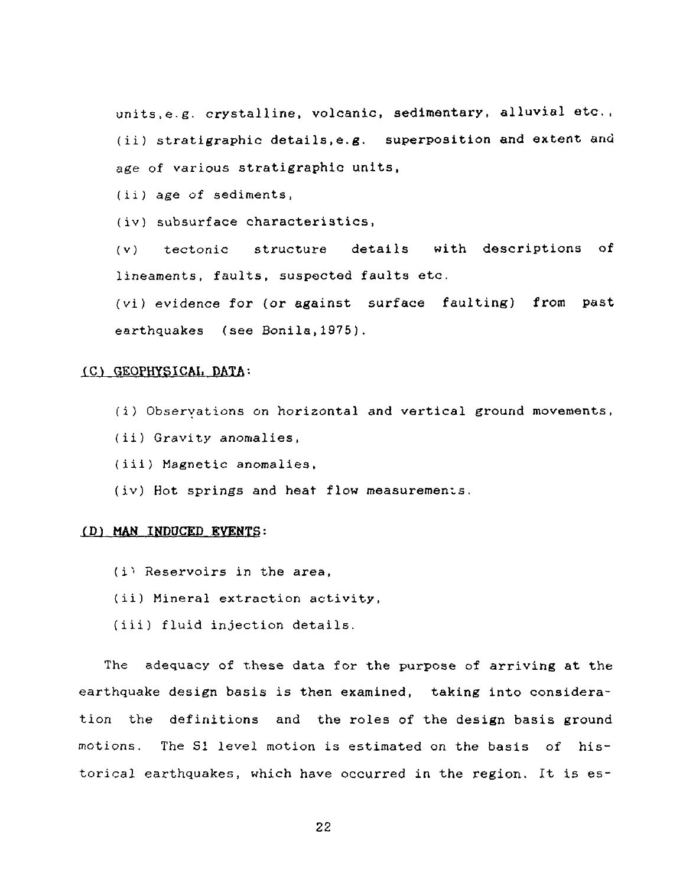units, e.g. crystalline, volcanic, sedimentary, alluvial etc.,

(ii) stratigraphic details, e.g. superposition and extent and age of various stratigraphic units,

(ii) age of sediments,

(iv) subsurface characteristics,

(v) tectonic structure details with descriptions of lineaments, faults, suspected faults etc.

(vi) evidence for (or against surface faulting) from past earthquakes (see Bonila, 1975).

**(C) GEOPHYSICAL DATA:**

(i) Observations on horizontal and vertical ground movements,

(ii) Gravity anomalies,

(iii) Magnetic anomalies,

(iv) Hot springs and heat flow measurements.

**(D) MAN INDUCED EVENTS:**

(i) Reservoirs in the area,

(ii) Mineral extraction activity,

(iii) fluid injection details.

The adequacy of these data for the purpose of arriving at the earthquake design basis is then examined, taking into consideration the definitions and the roles of the design basis ground motions. The S1 level motion is estimated on the basis of historical earthquakes, which have occurred in the region. It is es-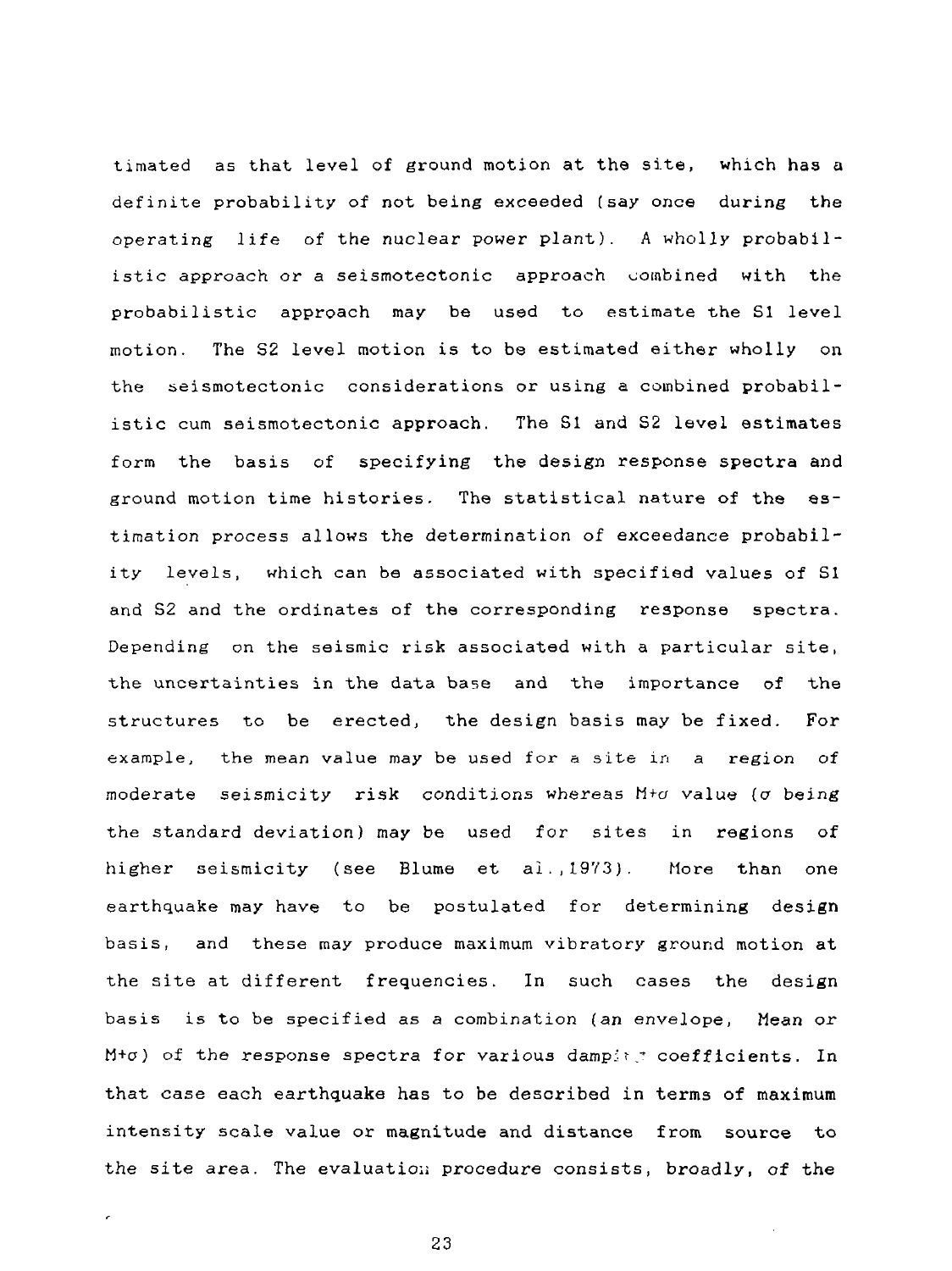timated as that level of ground motion at the site, which has a definite probability of not being exceeded (say once during the operating life of the nuclear power plant). A wholly probabilistic approach or a seismotectonic approach combined with the probabilistic approach may be used to estimate the S1 level motion. The S2 level motion is to be estimated either wholly on the seismotectonic considerations or using a combined probabilistic cum seismotectonic approach. The S1 and S2 level estimates form the basis of specifying the design response spectra and ground motion time histories. The statistical nature of the estimation process allows the determination of exceedance probability levels, which can be associated with specified values of S1 and S2 and the ordinates of the corresponding response spectra. Depending on the seismic risk associated with a particular site, the uncertainties in the data base and the importance of the structures to be erected, the design basis may be fixed. For example, the mean value may be used for a site in a region of moderate seismicity risk conditions whereas $M+\sigma$ value ($\sigma$ being the standard deviation) may be used for sites in regions of higher seismicity (see Blume et al.,1973). More than one earthquake may have to be postulated for determining design basis, and these may produce maximum vibratory ground motion at the site at different frequencies. In such cases the design basis is to be specified as a combination (an envelope, Mean or $M+\sigma$) of the response spectra for various damping coefficients. In that case each earthquake has to be described in terms of maximum intensity scale value or magnitude and distance from source to the site area. The evaluation procedure consists, broadly, of the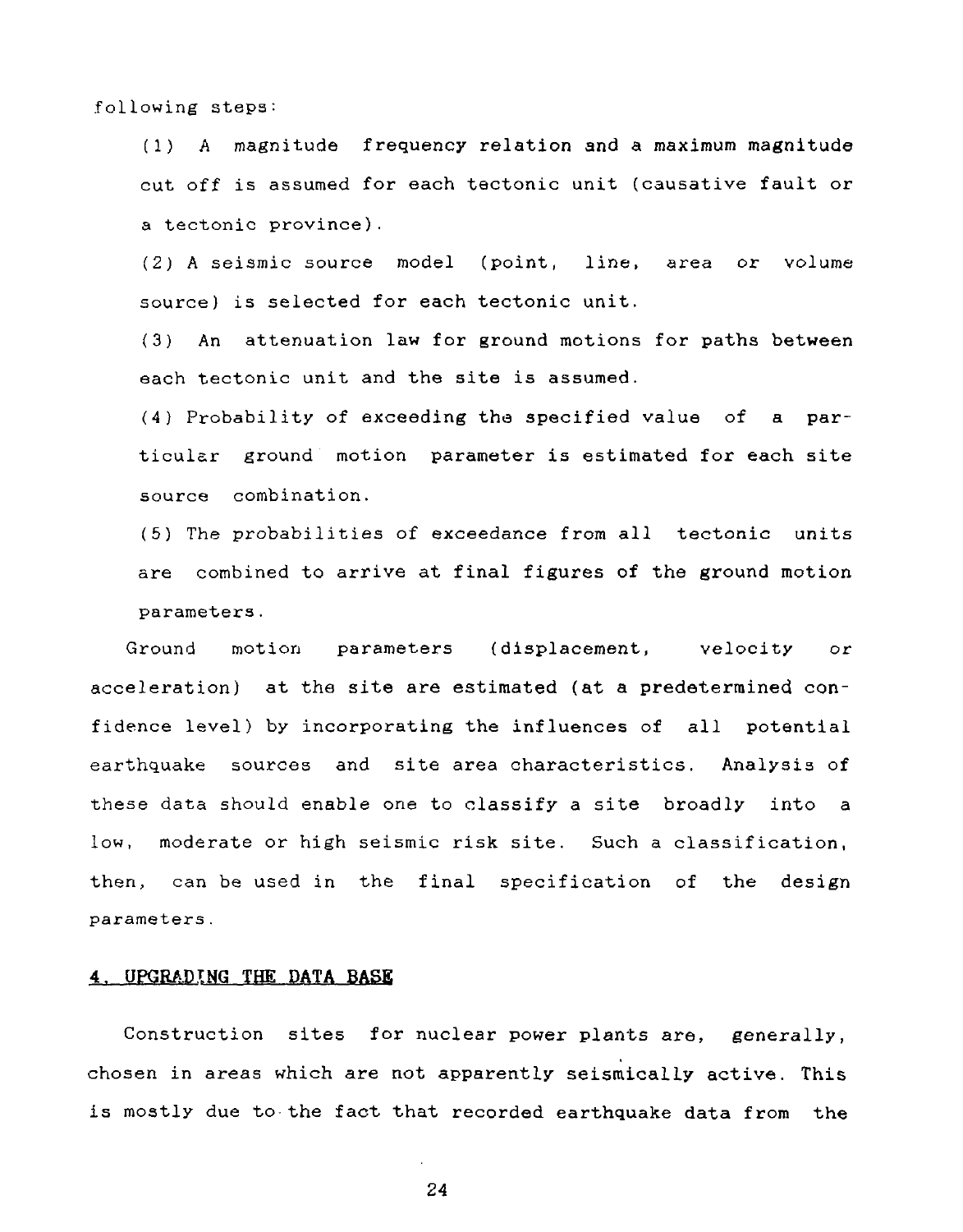following steps:

(1) A magnitude frequency relation and a maximum magnitude cut off is assumed for each tectonic unit (causative fault or a tectonic province).

(2) A seismic source model (point, line, area or volume source) is selected for each tectonic unit.

(3) An attenuation law for ground motions for paths between each tectonic unit and the site is assumed.

(4) Probability of exceeding the specified value of a particular ground motion parameter is estimated for each site source combination.

(5) The probabilities of exceedance from all tectonic units are combined to arrive at final figures of the ground motion parameters.

Ground motion parameters (displacement, velocity or acceleration) at the site are estimated (at a predetermined confidence level) by incorporating the influences of all potential earthquake sources and site area characteristics. Analysis of these data should enable one to classify a site broadly into a low, moderate or high seismic risk site. Such a classification, then, can be used in the final specification of the design parameters.

## 4. UPGRADING THE DATA BASE

Construction sites for nuclear power plants are, generally, chosen in areas which are not apparently seismically active. This is mostly due to the fact that recorded earthquake data from the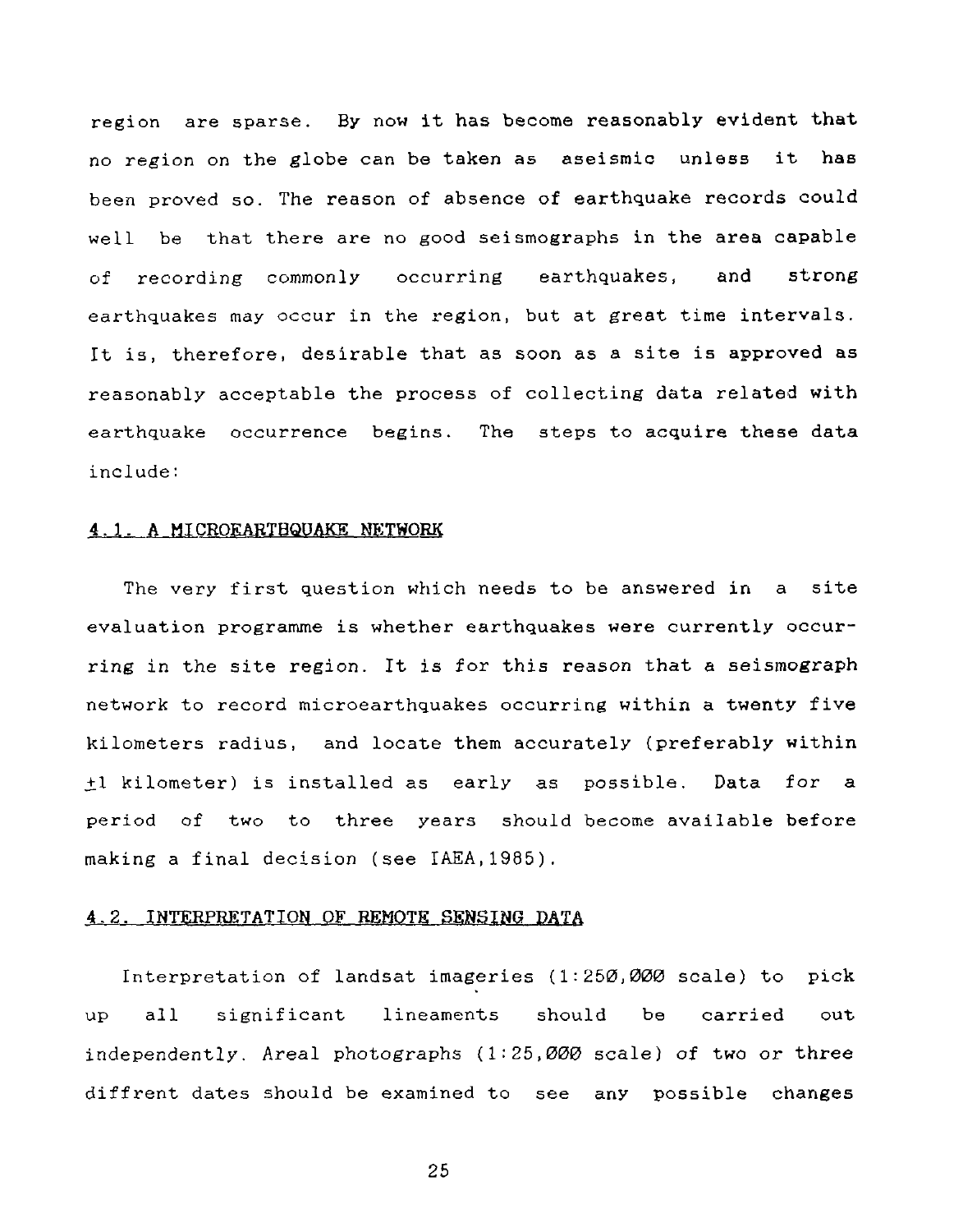region are sparse. By now it has become reasonably evident that no region on the globe can be taken as aseismic unless it has been proved so. The reason of absence of earthquake records could well be that there are no good seismographs in the area capable of recording commonly occurring earthquakes, and strong earthquakes may occur in the region, but at great time intervals. It is, therefore, desirable that as soon as a site is approved as reasonably acceptable the process of collecting data related with earthquake occurrence begins. The steps to acquire these data include:

### 4.1. A MICROEARTHQUAKE NETWORK

The very first question which needs to be answered in a site evaluation programme is whether earthquakes were currently occurring in the site region. It is for this reason that a seismograph network to record microearthquakes occurring within a twenty five kilometers radius, and locate them accurately (preferably within $\pm 1$ kilometer) is installed as early as possible. Data for a period of two to three years should become available before making a final decision (see IAEA, 1985).

### 4.2. INTERPRETATION OF REMOTE SENSING DATA

Interpretation of landsat imageries (1:250,000 scale) to pick up all significant lineaments should be carried out independently. Areal photographs (1:25,000 scale) of two or three diffrent dates should be examined to see any possible changes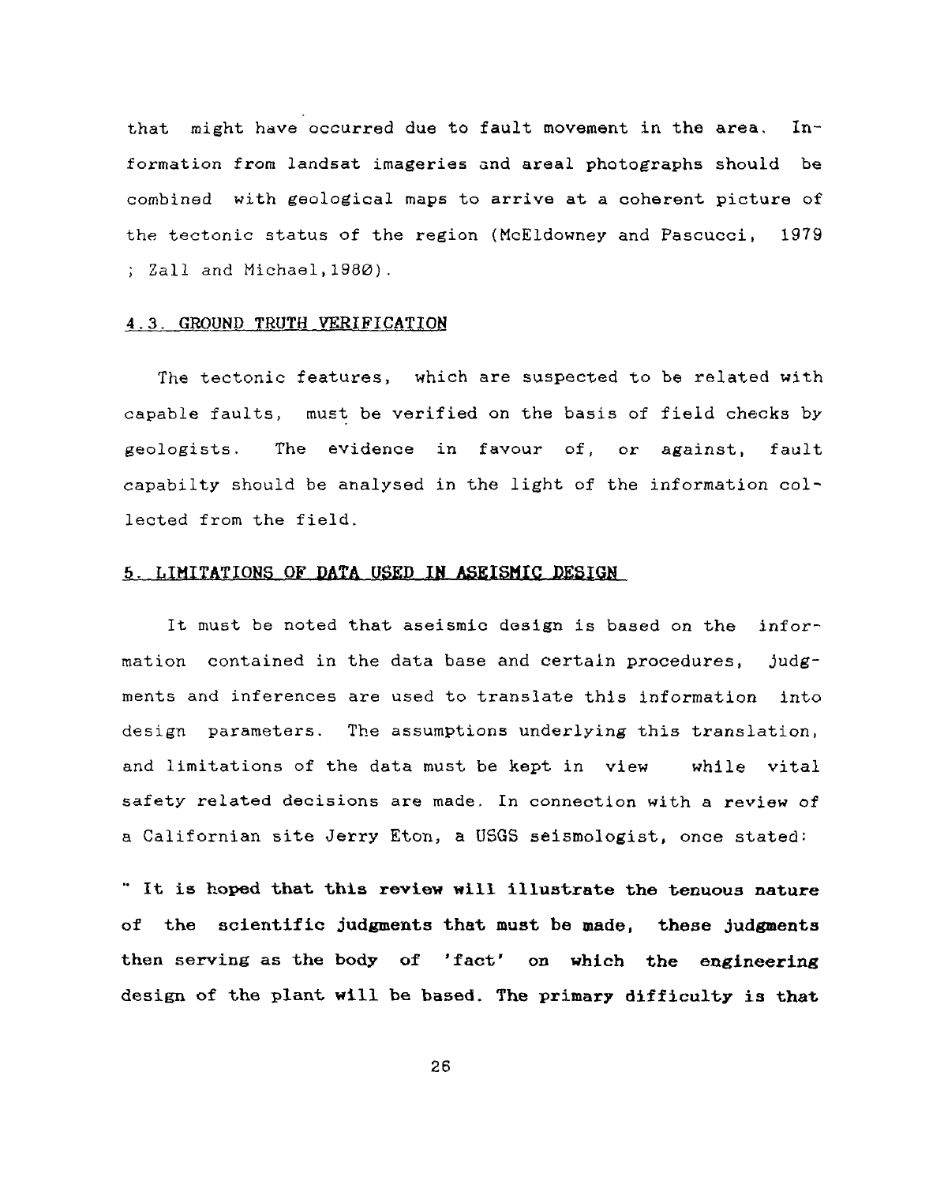that might have occurred due to fault movement in the area. Information from landsat imageries and areal photographs should be combined with geological maps to arrive at a coherent picture of the tectonic status of the region (McEldowney and Pascucci, 1979 ; Zall and Michael,1980).

### 4.3. GROUND TRUTH VERIFICATION

The tectonic features, which are suspected to be related with capable faults, must be verified on the basis of field checks by geologists. The evidence in favour of, or against, fault capabilty should be analysed in the light of the information collected from the field.

## 5. LIMITATIONS OF DATA USED IN ASEISMIC DESIGN

It must be noted that aseismic design is based on the information contained in the data base and certain procedures, judgments and inferences are used to translate this information into design parameters. The assumptions underlying this translation, and limitations of the data must be kept in view while vital safety related decisions are made. In connection with a review of a Californian site Jerry Eton, a USGS seismologist, once stated:

**" It is hoped that this review will illustrate the tenuous nature of the scientific judgments that must be made, these judgments then serving as the body of 'fact' on which the engineering design of the plant will be based. The primary difficulty is that**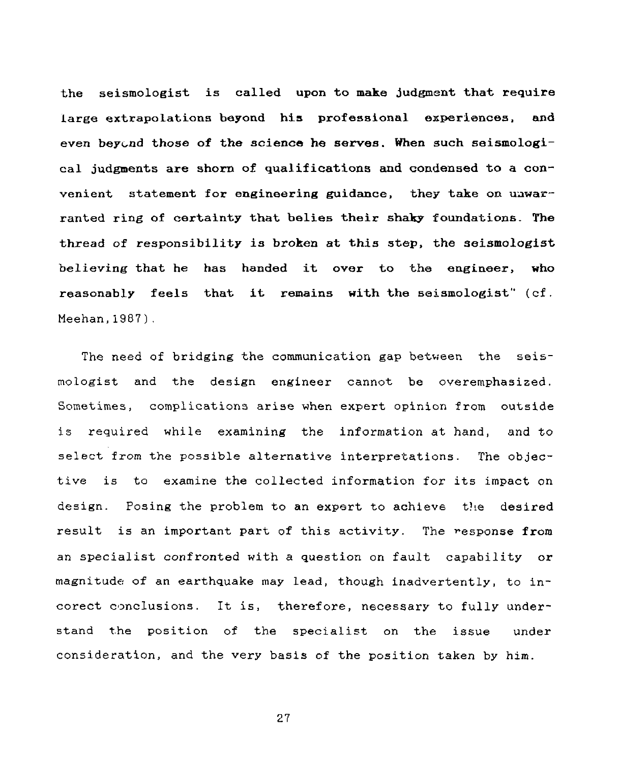the seismologist is called upon to make judgment that require large extrapolations beyond his professional experiences, and even beyond those of the science he serves. When such seismological judgments are shorn of qualifications and condensed to a convenient statement for engineering guidance, they take on unwarranted ring of certainty that belies their shaky foundations. The thread of responsibility is broken at this step, the seismologist believing that he has handed it over to the engineer, who reasonably feels that it remains with the seismologist" (cf. Meehan,1987).

The need of bridging the communication gap between the seismologist and the design engineer cannot be overemphasized. Sometimes, complications arise when expert opinion from outside is required while examining the information at hand, and to select from the possible alternative interpretations. The objective is to examine the collected information for its impact on design. Posing the problem to an expert to achieve the desired result is an important part of this activity. The response from an specialist confronted with a question on fault capability or magnitude of an earthquake may lead, though inadvertently, to incorect conclusions. It is, therefore, necessary to fully understand the position of the specialist on the issue under consideration, and the very basis of the position taken by him.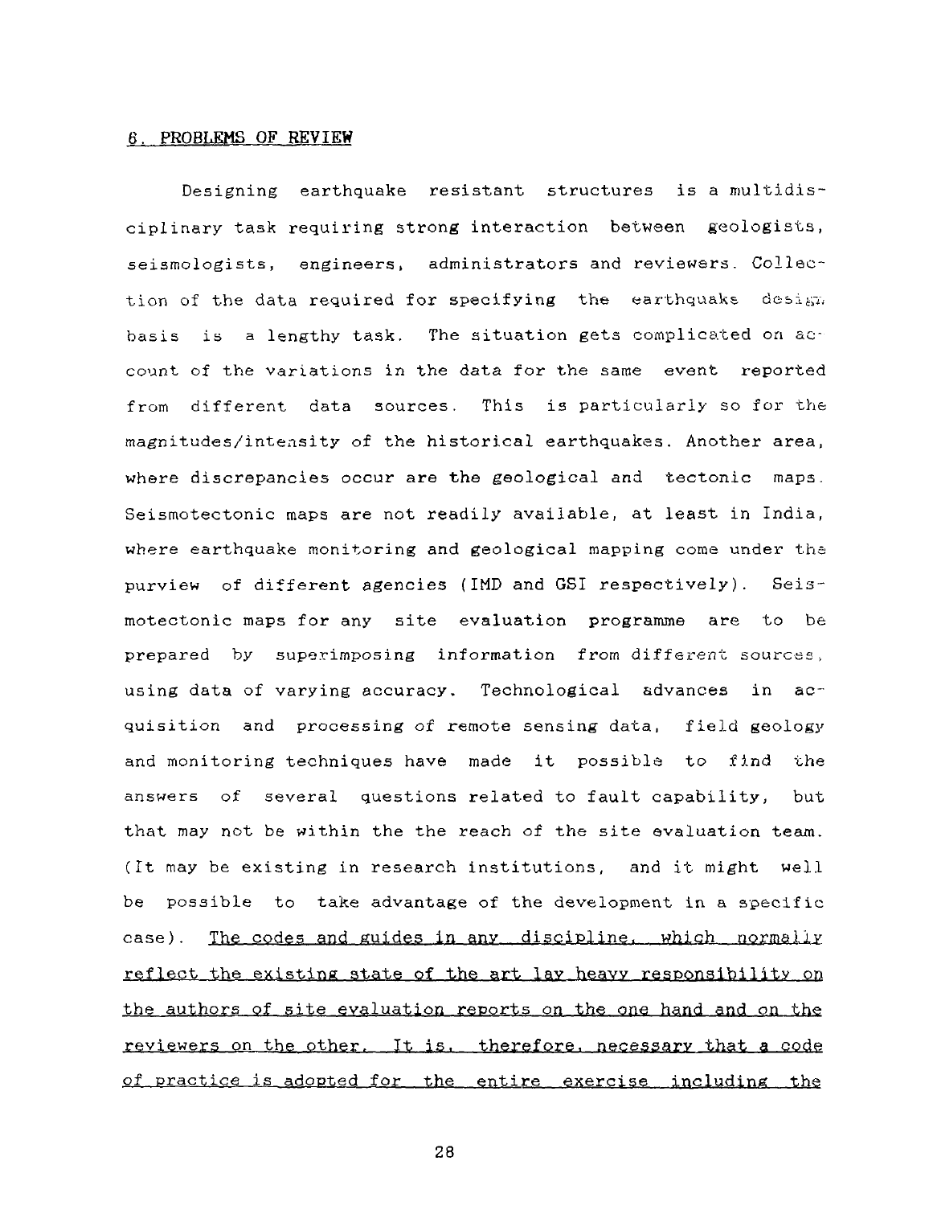## 6. PROBLEMS OF REVIEW

Designing earthquake resistant structures is a multidisciplinary task requiring strong interaction between geologists, seismologists, engineers, administrators and reviewers. Collection of the data required for specifying the earthquake design basis is a lengthy task. The situation gets complicated on account of the variations in the data for the same event reported from different data sources. This is particularly so for the magnitudes/intensity of the historical earthquakes. Another area, where discrepancies occur are the geological and tectonic maps. Seismotectonic maps are not readily available, at least in India, where earthquake monitoring and geological mapping come under the purview of different agencies (IMD and GSI respectively). Seismotectonic maps for any site evaluation programme are to be prepared by superimposing information from different sources, using data of varying accuracy. Technological advances in acquisition and processing of remote sensing data, field geology and monitoring techniques have made it possible to find the answers of several questions related to fault capability, but that may not be within the the reach of the site evaluation team. (It may be existing in research institutions, and it might well be possible to take advantage of the development in a specific case). <u>The codes and guides in any discipline, which normally reflect the existing state of the art lay heavy responsibility on the authors of site evaluation reports on the one hand and on the reviewers on the other. It is, therefore, necessary that a code of practice is adopted for the entire exercise including the</u>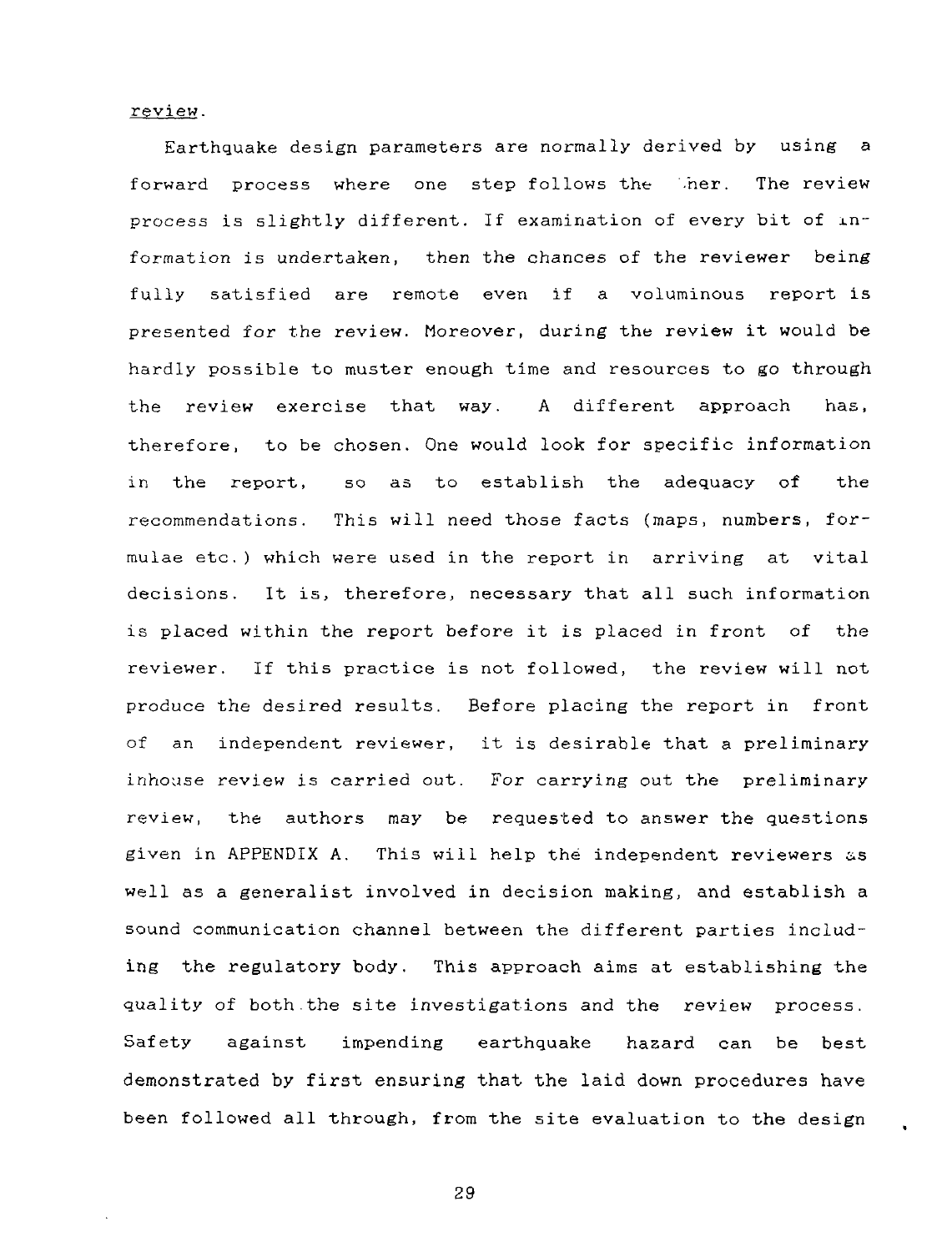review.

Earthquake design parameters are normally derived by using a forward process where one step follows the other. The review process is slightly different. If examination of every bit of information is undertaken, then the chances of the reviewer being fully satisfied are remote even if a voluminous report is presented for the review. Moreover, during the review it would be hardly possible to muster enough time and resources to go through the review exercise that way. A different approach has, therefore, to be chosen. One would look for specific information in the report, so as to establish the adequacy of the recommendations. This will need those facts (maps, numbers, formulae etc.) which were used in the report in arriving at vital decisions. It is, therefore, necessary that all such information is placed within the report before it is placed in front of the reviewer. If this practice is not followed, the review will not produce the desired results. Before placing the report in front of an independent reviewer, it is desirable that a preliminary inhouse review is carried out. For carrying out the preliminary review, the authors may be requested to answer the questions given in APPENDIX A. This will help the independent reviewers as well as a generalist involved in decision making, and establish a sound communication channel between the different parties including the regulatory body. This approach aims at establishing the quality of both the site investigations and the review process. Safety against impending earthquake hazard can be best demonstrated by first ensuring that the laid down procedures have been followed all through, from the site evaluation to the design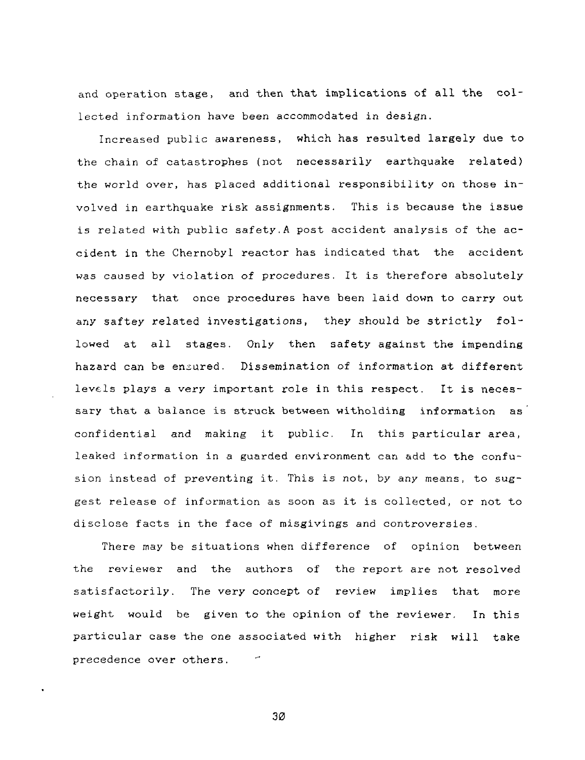and operation stage, and then that implications of all the collected information have been accommodated in design.

Increased public awareness, which has resulted largely due to the chain of catastrophes (not necessarily earthquake related) the world over, has placed additional responsibility on those involved in earthquake risk assignments. This is because the issue is related with public safety.A post accident analysis of the accident in the Chernobyl reactor has indicated that the accident was caused by violation of procedures. It is therefore absolutely necessary that once procedures have been laid down to carry out any saftey related investigations, they should be strictly followed at all stages. Only then safety against the impending hazard can be ensured. Dissemination of information at different levels plays a very important role in this respect. It is necessary that a balance is struck between witholding information as confidential and making it public. In this particular area, leaked information in a guarded environment can add to the confusion instead of preventing it. This is not, by any means, to suggest release of information as soon as it is collected, or not to disclose facts in the face of misgivings and controversies.

There may be situations when difference of opinion between the reviewer and the authors of the report are not resolved satisfactorily. The very concept of review implies that more weight would be given to the opinion of the reviewer. In this particular case the one associated with higher risk will take precedence over others.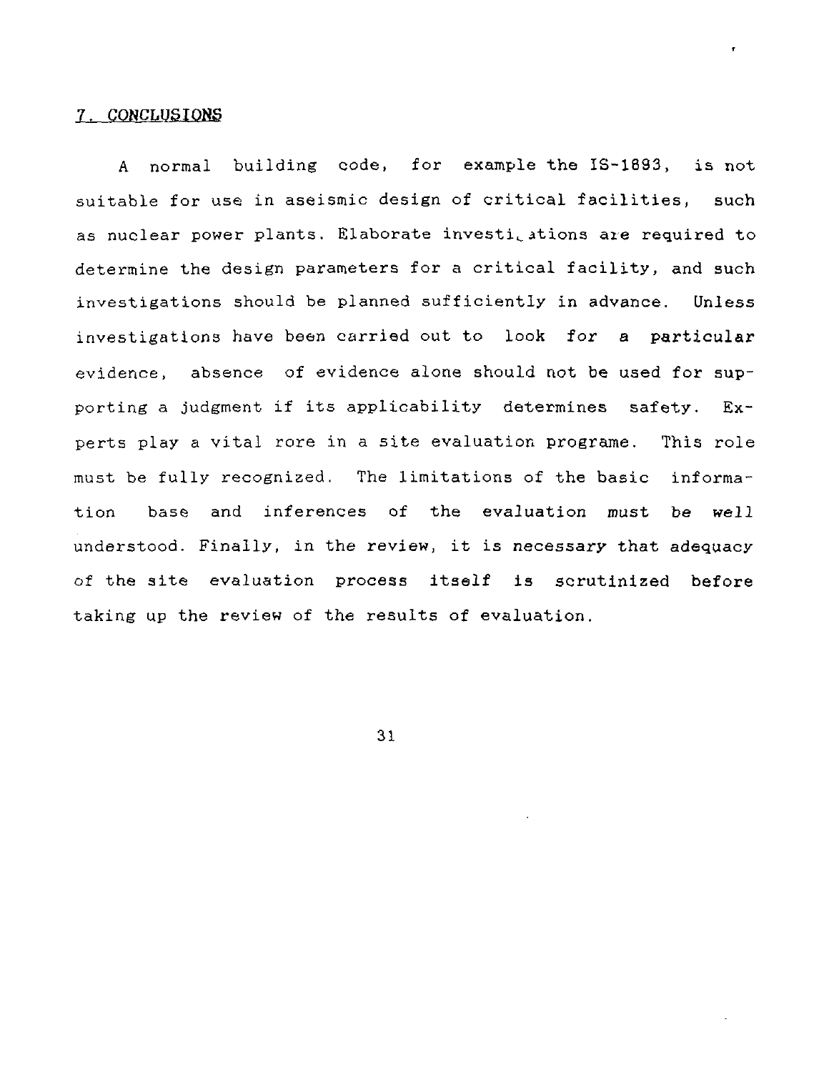## 7. CONCLUSIONS

A normal building code, for example the IS-1893, is not suitable for use in aseismic design of critical facilities, such as nuclear power plants. Elaborate investigations are required to determine the design parameters for a critical facility, and such investigations should be planned sufficiently in advance. Unless investigations have been carried out to look for a particular evidence, absence of evidence alone should not be used for supporting a judgment if its applicability determines safety. Experts play a vital rore in a site evaluation programe. This role must be fully recognized. The limitations of the basic information base and inferences of the evaluation must be well understood. Finally, in the review, it is necessary that adequacy of the site evaluation process itself is scrutinized before taking up the review of the results of evaluation.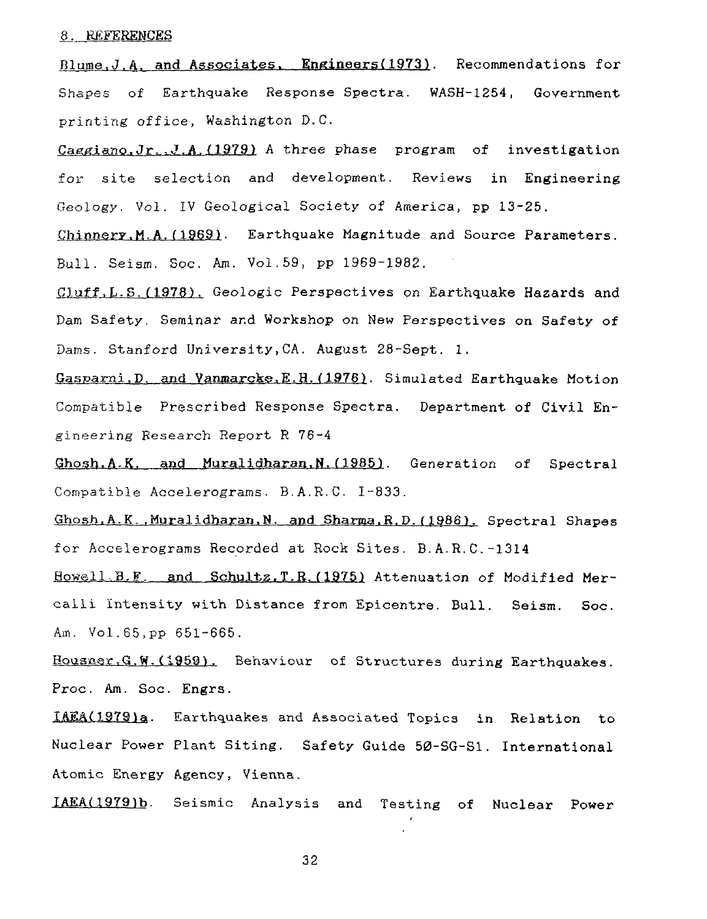## 8. REFERENCES

Blume, J.A. and Associates, Engineers(1973). Recommendations for Shapes of Earthquake Response Spectra. WASH-1254, Government printing office, Washington D.C.

Caggiano, Jr., J.A. (1979) A three phase program of investigation for site selection and development. Reviews in Engineering Geology. Vol. IV Geological Society of America, pp 13-25.

Chinnery, M.A. (1969). Earthquake Magnitude and Source Parameters. Bull. Seism. Soc. Am. Vol.59, pp 1969-1982.

Cluff, L.S. (1978). Geologic Perspectives on Earthquake Hazards and Dam Safety. Seminar and Workshop on New Perspectives on Safety of Dams. Stanford University, CA. August 28-Sept. 1.

Gasparni, D. and Vanmarcke, E.H. (1976). Simulated Earthquake Motion Compatible Prescribed Response Spectra. Department of Civil Engineering Research Report R 76-4

Ghosh, A.K. and Muralidharan, N. (1985). Generation of Spectral Compatible Accelerograms. B.A.R.C. I-833.

Ghosh, A.K., Muralidharan, N. and Sharma, R.D. (1986). Spectral Shapes for Accelerograms Recorded at Rock Sites. B.A.R.C.-1314

Howell, B.F. and Schultz, T.R. (1975) Attenuation of Modified Mercalli Intensity with Distance from Epicentre. Bull. Seism. Soc. Am. Vol.65, pp 651-665.

Housner, G.W. (1959). Behaviour of Structures during Earthquakes. Proc. Am. Soc. Engrs.

IAEA(1979)a. Earthquakes and Associated Topics in Relation to Nuclear Power Plant Siting. Safety Guide 50-SG-S1. International Atomic Energy Agency, Vienna.

IAEA(1979)b. Seismic Analysis and Testing of Nuclear Power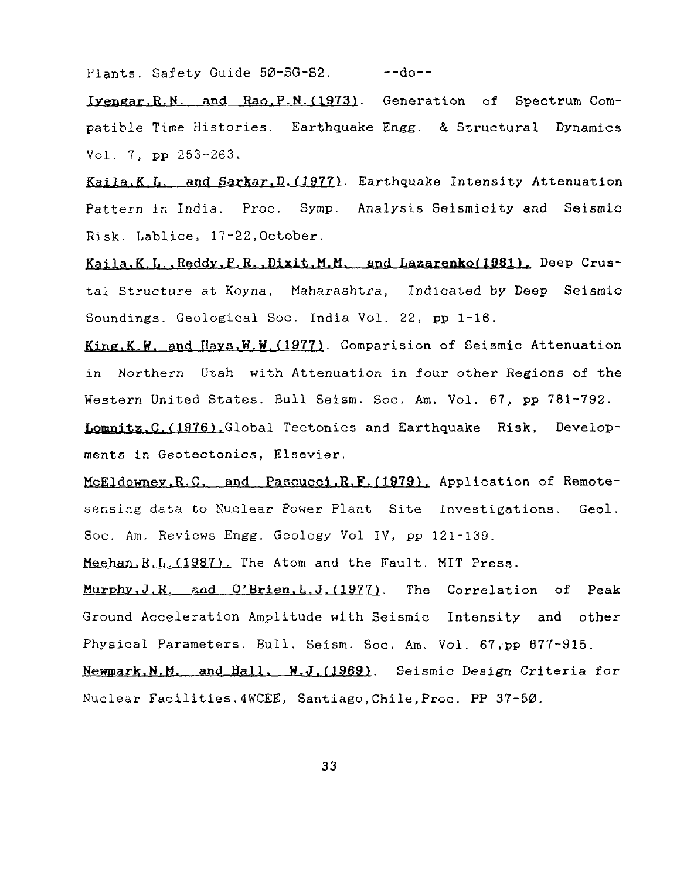Plants. Safety Guide 5Ø-SG-S2.        --do--

Iyengar,R.N. and Rao,P.N.(1973). Generation of Spectrum Compatible Time Histories. Earthquake Engg. & Structural Dynamics Vol. 7, pp 253-263.

Kaila,K.L. and Sarkar,D.(1977). Earthquake Intensity Attenuation Pattern in India. Proc. Symp. Analysis Seismicity and Seismic Risk. Lablice, 17-22,October.

Kaila,K.L.,Reddy,P.R.,Dixit,M.M. and Lazarenko(1981). Deep Crustal Structure at Koyna, Maharashtra, Indicated by Deep Seismic Soundings. Geological Soc. India Vol. 22, pp 1-16.

King,K.W. and Hays,W.W.(1977). Comparision of Seismic Attenuation in Northern Utah with Attenuation in four other Regions of the Western United States. Bull Seism. Soc. Am. Vol. 67, pp 781-792.

Lomnitz,C.(1976).Global Tectonics and Earthquake Risk, Developments in Geotectonics, Elsevier.

McEldowney,R.C. and Pascucci,R.F.(1979). Application of Remote-sensing data to Nuclear Power Plant Site Investigations. Geol. Soc. Am. Reviews Engg. Geology Vol IV, pp 121-139.

Meehan,R.L.(1987). The Atom and the Fault. MIT Press.

Murphy,J.R. and O'Brien,L.J.(1977). The Correlation of Peak Ground Acceleration Amplitude with Seismic Intensity and other Physical Parameters. Bull. Seism. Soc. Am. Vol. 67,pp 877-915.

Newmark,N.M. and Hall, W.J.(1969). Seismic Design Criteria for Nuclear Facilities.4WCEE, Santiago,Chile,Proc. PP 37-5Ø.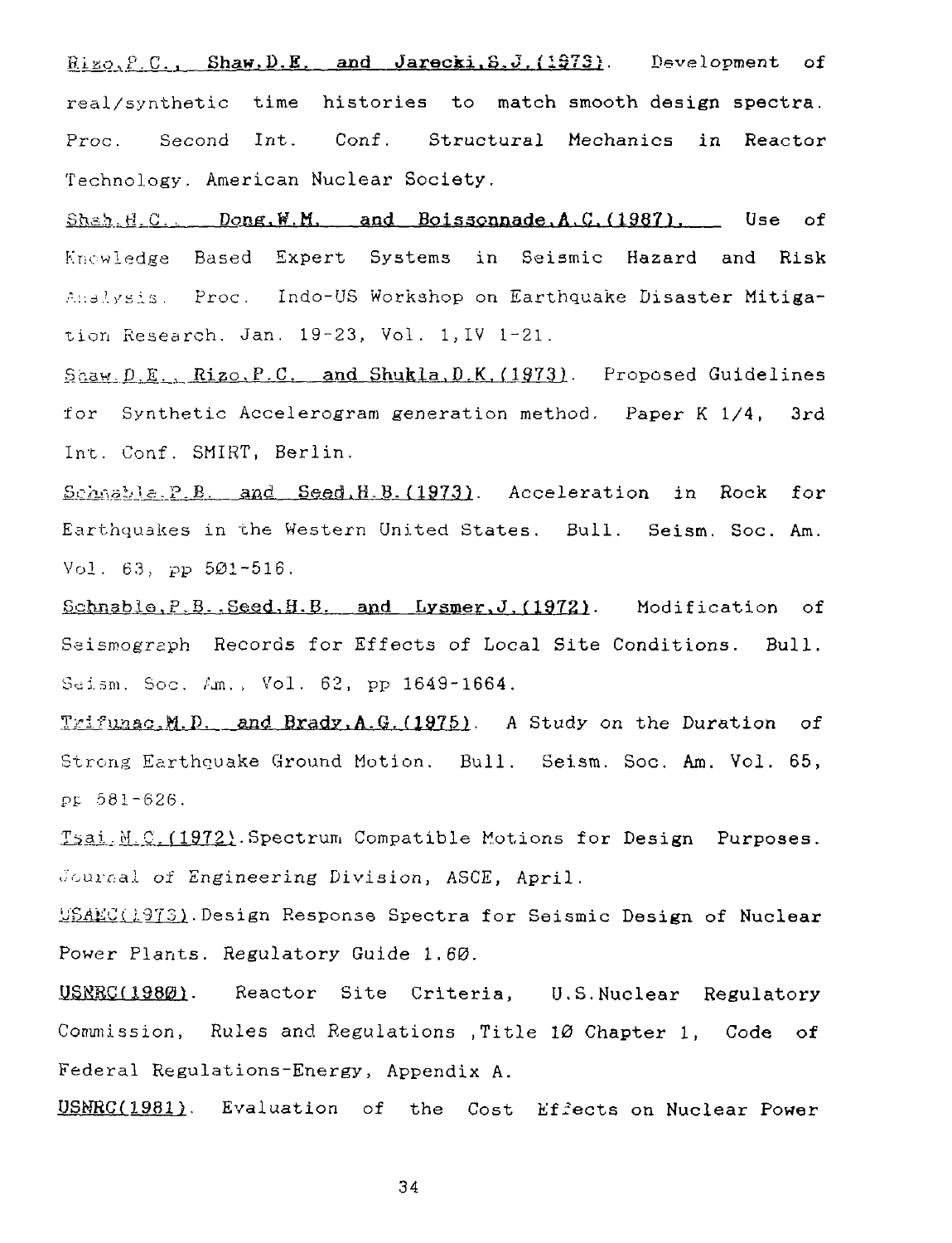Rizo,P.C., Shaw,D.E. and Jarecki,S.J.(1973). Development of real/synthetic time histories to match smooth design spectra. Proc. Second Int. Conf. Structural Mechanics in Reactor Technology. American Nuclear Society.

Shah,H.C., Dong,W.M. and Boissonnade,A.C.(1987). Use of Knowledge Based Expert Systems in Seismic Hazard and Risk Analysis. Proc. Indo-US Workshop on Earthquake Disaster Mitigation Research. Jan. 19-23, Vol. 1,IV 1-21.

Shaw,D.E., Rizo,P.C. and Shukla,D.K.(1973). Proposed Guidelines for Synthetic Accelerogram generation method. Paper K 1/4, 3rd Int. Conf. SMIRT, Berlin.

Schnable,P.B. and Seed,H.B.(1973). Acceleration in Rock for Earthquakes in the Western United States. Bull. Seism. Soc. Am. Vol. 63, pp 501-516.

Schnable,P.B.,Seed,H.B. and Lysmer,J.(1972). Modification of Seismograph Records for Effects of Local Site Conditions. Bull. Seism. Soc. Am., Vol. 62, pp 1649-1664.

Trifunac,M.D. and Brady,A.G.(1975). A Study on the Duration of Strong Earthquake Ground Motion. Bull. Seism. Soc. Am. Vol. 65, pp 581-626.

Tsai,N.C.(1972).Spectrum Compatible Motions for Design Purposes. Journal of Engineering Division, ASCE, April.

USAEC(1973).Design Response Spectra for Seismic Design of Nuclear Power Plants. Regulatory Guide 1.60.

USNRC(1980). Reactor Site Criteria, U.S.Nuclear Regulatory Commission, Rules and Regulations ,Title 10 Chapter 1, Code of Federal Regulations-Energy, Appendix A.

USNRC(1981). Evaluation of the Cost Effects on Nuclear Power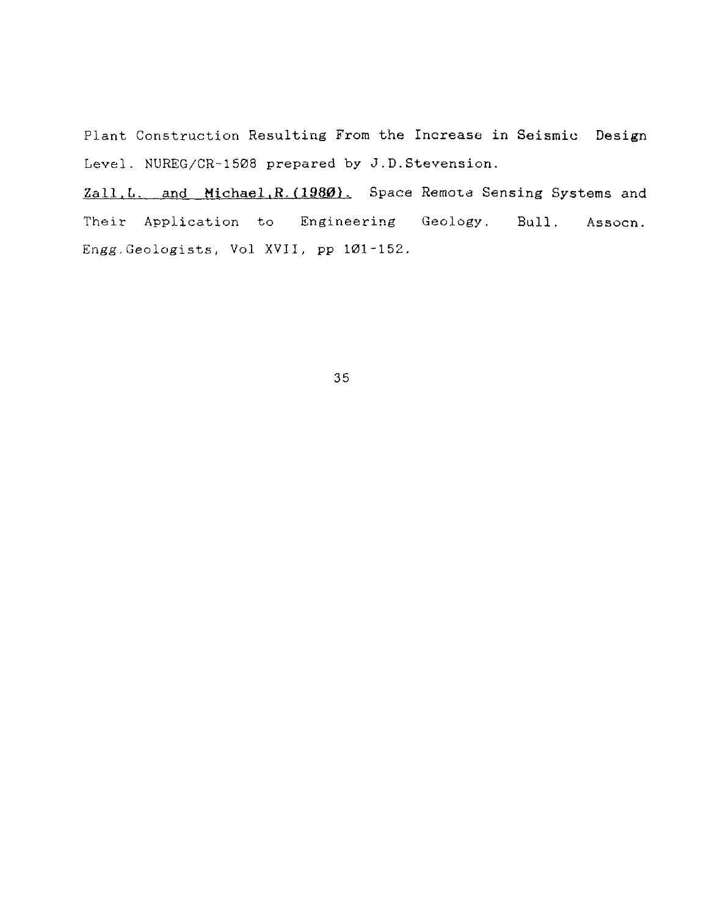Plant Construction Resulting From the Increase in Seismic Design Level. NUREG/CR-1508 prepared by J.D.Stevension.

Zall,L. and Michael,R.(1980). Space Remote Sensing Systems and Their Application to Engineering Geology. Bull. Assocn. Engg.Geologists, Vol XVII, pp 101-152.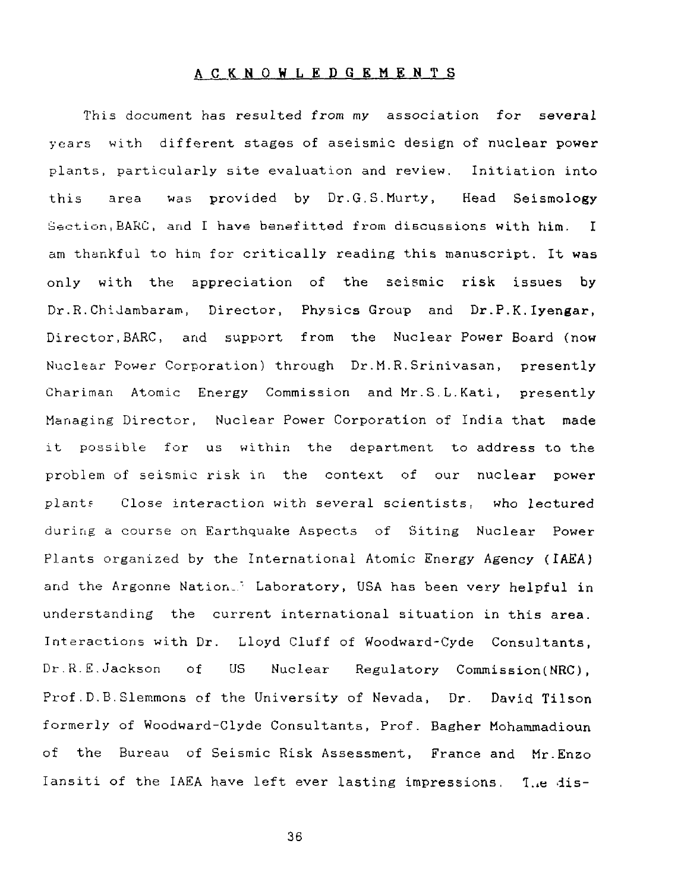## ACKNOWLEDGEMENTS

This document has resulted from my association for several years with different stages of aseismic design of nuclear power plants, particularly site evaluation and review. Initiation into this area was provided by Dr.G.S.Murty, Head Seismology Section,BARC, and I have benefitted from discussions with him. I am thankful to him for critically reading this manuscript. It was only with the appreciation of the seismic risk issues by Dr.R.Chidambaram, Director, Physics Group and Dr.P.K.Iyengar, Director,BARC, and support from the Nuclear Power Board (now Nuclear Power Corporation) through Dr.M.R.Srinivasan, presently Chariman Atomic Energy Commission and Mr.S.L.Kati, presently Managing Director, Nuclear Power Corporation of India that made it possible for us within the department to address to the problem of seismic risk in the context of our nuclear power plants Close interaction with several scientists, who lectured during a course on Earthquake Aspects of Siting Nuclear Power Plants organized by the International Atomic Energy Agency (IAEA) and the Argonne National Laboratory, USA has been very helpful in understanding the current international situation in this area. Interactions with Dr. Lloyd Cluff of Woodward-Cyde Consultants, Dr.R.E.Jackson of US Nuclear Regulatory Commission(NRC), Prof.D.B.Slemmons of the University of Nevada, Dr. David Tilson formerly of Woodward-Clyde Consultants, Prof. Bagher Mohammadioun of the Bureau of Seismic Risk Assessment, France and Mr.Enzo Iansiti of the IAEA have left ever lasting impressions. The dis-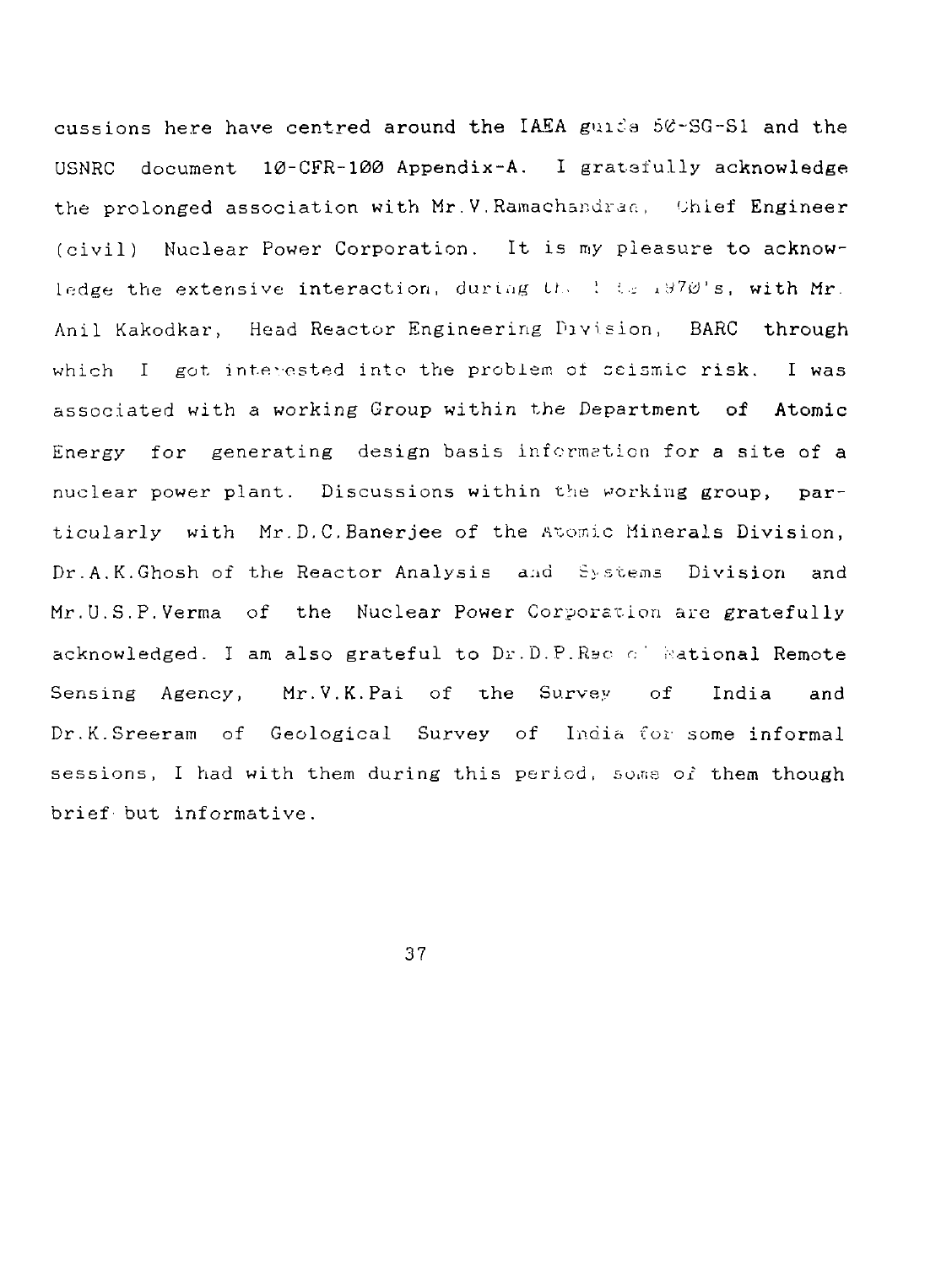cussions here have centred around the IAEA guide 50-SG-S1 and the USNRC document 10-CFR-100 Appendix-A. I gratefully acknowledge the prolonged association with Mr. V. Ramachandran, Chief Engineer (civil) Nuclear Power Corporation. It is my pleasure to acknowledge the extensive interaction, during the late 1970's, with Mr. Anil Kakodkar, Head Reactor Engineering Division, BARC through which I got interested into the problem of seismic risk. I was associated with a working Group within the Department of Atomic Energy for generating design basis information for a site of a nuclear power plant. Discussions within the working group, particularly with Mr. D. C. Banerjee of the Atomic Minerals Division, Dr. A. K. Ghosh of the Reactor Analysis and Systems Division and Mr. U. S. P. Verma of the Nuclear Power Corporation are gratefully acknowledged. I am also grateful to Dr. D. P. Rao of National Remote Sensing Agency, Mr. V. K. Pai of the Survey of India and Dr. K. Sreeram of Geological Survey of India for some informal sessions, I had with them during this period, some of them though brief but informative.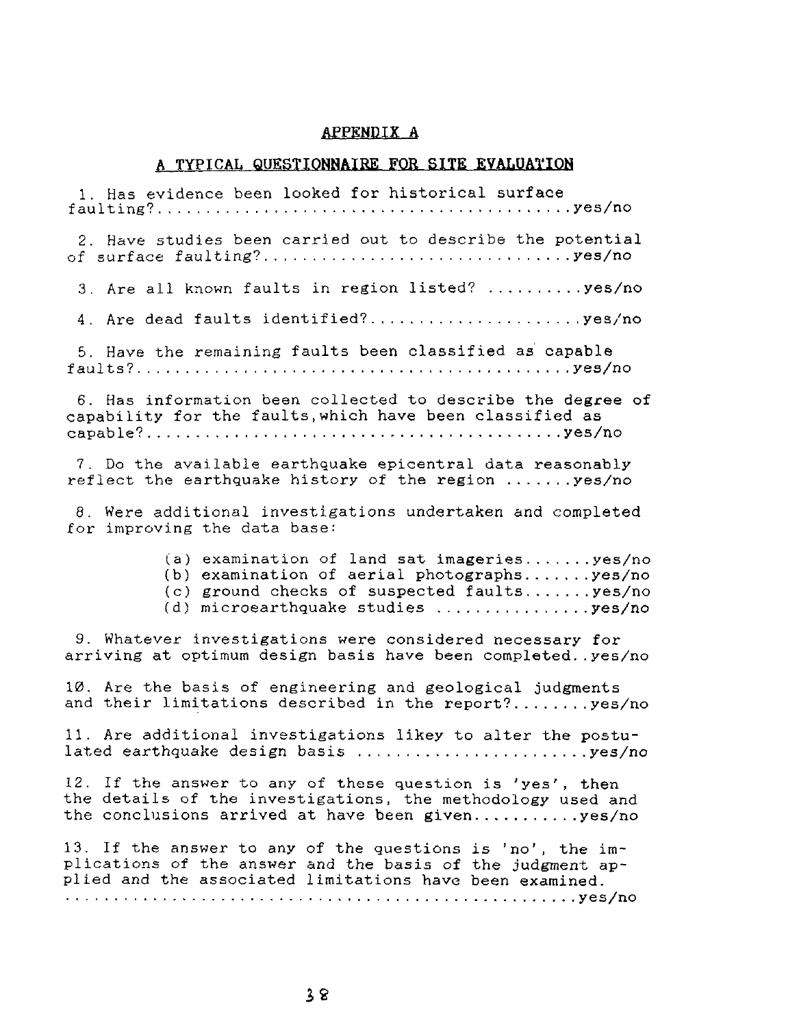## APPENDIX A

### A TYPICAL QUESTIONNAIRE FOR SITE EVALUATION

1. Has evidence been looked for historical surface faulting?..........................................yes/no

2. Have studies been carried out to describe the potential of surface faulting?...............................yes/no

3. Are all known faults in region listed? ..........yes/no

4. Are dead faults identified?.....................yes/no

5. Have the remaining faults been classified as capable faults?...........................................yes/no

6. Has information been collected to describe the degree of capability for the faults,which have been classified as capable?..........................................yes/no

7. Do the available earthquake epicentral data reasonably reflect the earthquake history of the region .......yes/no

8. Were additional investigations undertaken and completed for improving the data base:

   (a) examination of land sat imageries.......yes/no
   (b) examination of aerial photographs.......yes/no
   (c) ground checks of suspected faults.......yes/no
   (d) microearthquake studies ................yes/no

9. Whatever investigations were considered necessary for arriving at optimum design basis have been completed..yes/no

10. Are the basis of engineering and geological judgments and their limitations described in the report?........yes/no

11. Are additional investigations likey to alter the postulated earthquake design basis .......................yes/no

12. If the answer to any of these question is 'yes', then the details of the investigations, the methodology used and the conclusions arrived at have been given...........yes/no

13. If the answer to any of the questions is 'no', the implications of the answer and the basis of the judgment applied and the associated limitations have been examined. ..................................................yes/no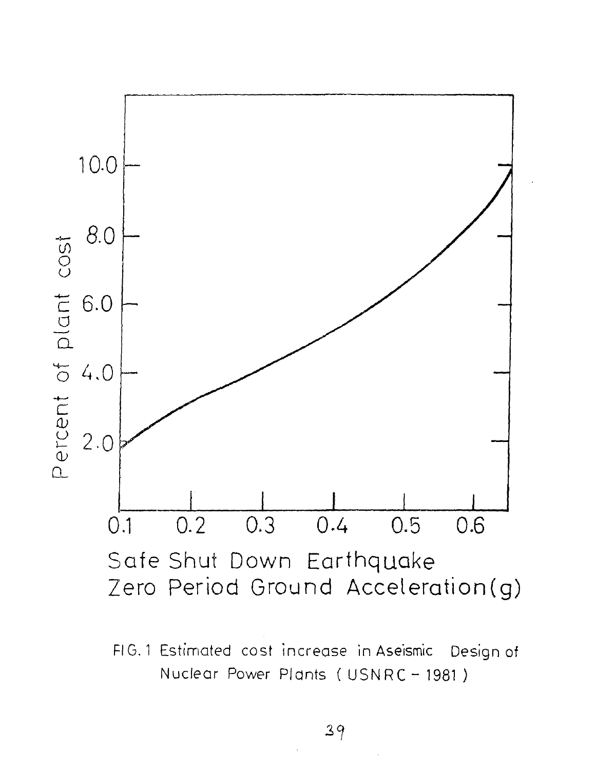FIG. 1 Estimated cost increase in Aseismic Design of Nuclear Power Plants ( USNRC – 1981 )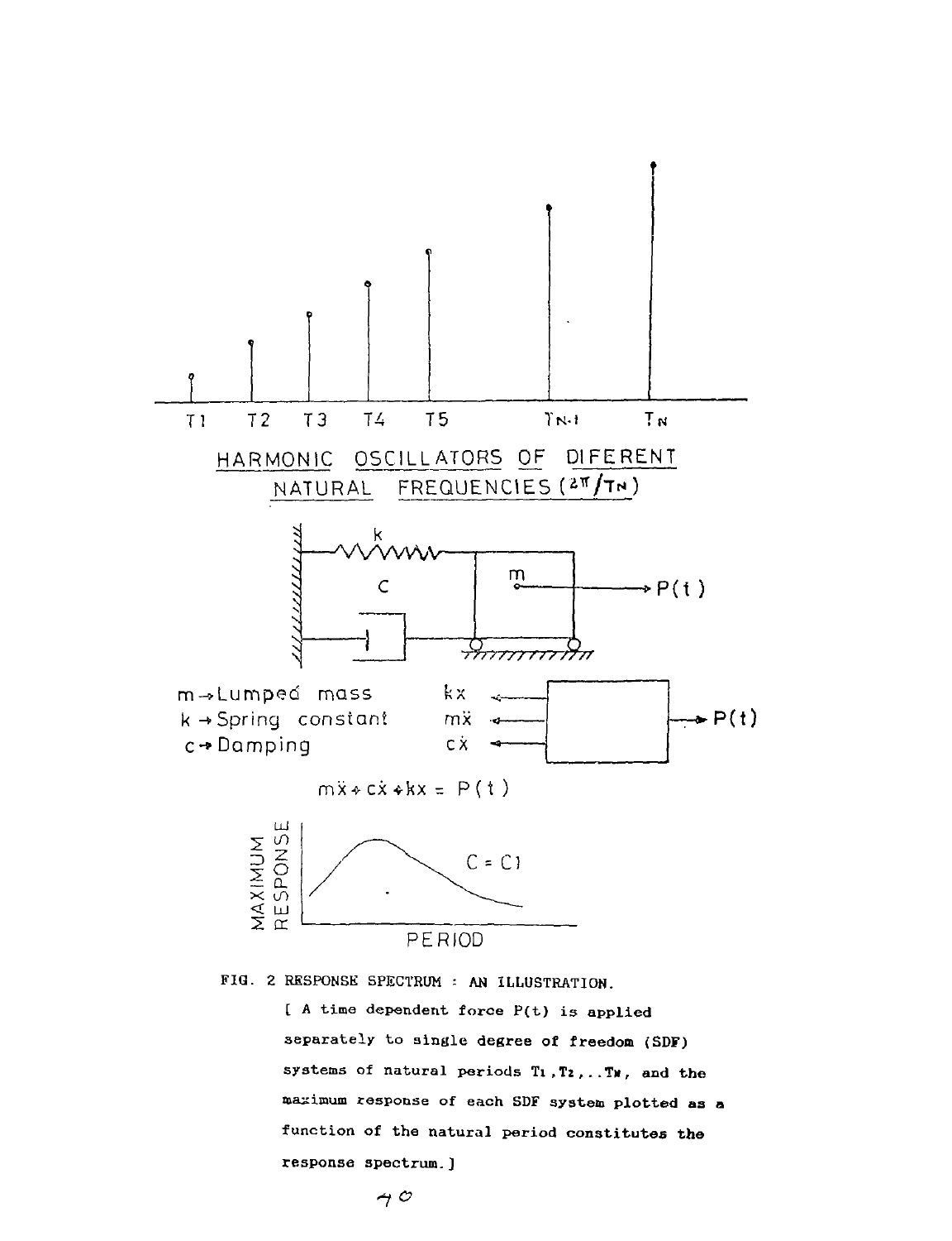HARMONIC OSCILLATORS OF DIFERENT NATURAL FREQUENCIES ($2\pi/T_N$)

m → Lumped mass

k → Spring constant

c → Damping

$$m\ddot{x} + c\dot{x} + kx = P(t)$$

FIG. 2 RESPONSE SPECTRUM : AN ILLUSTRATION.

[ A time dependent force P(t) is applied separately to single degree of freedom (SDF) systems of natural periods $T_1, T_2, \ldots T_N$, and the maximum response of each SDF system plotted as a function of the natural period constitutes the response spectrum.]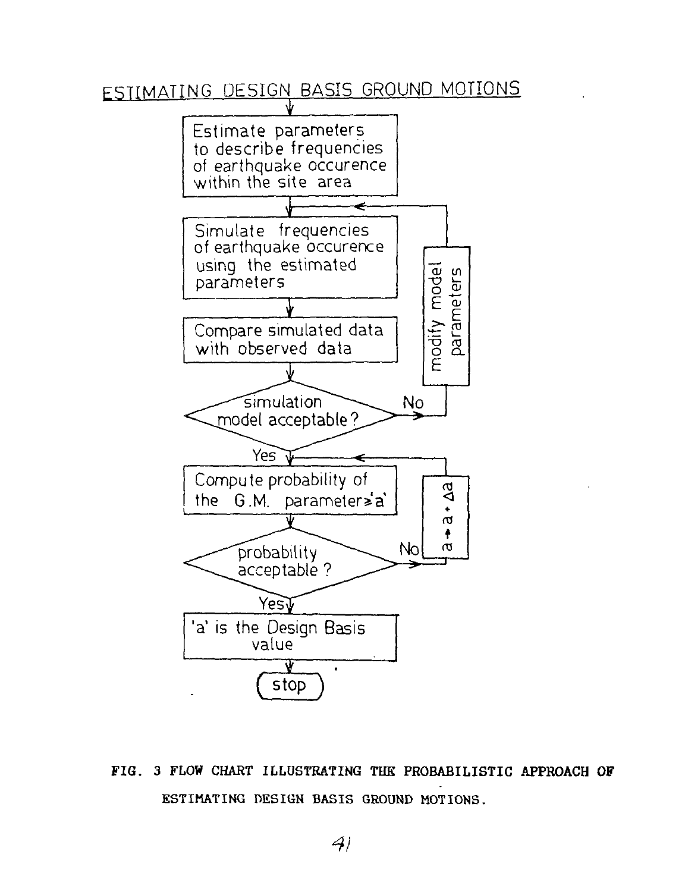ESTIMATING DESIGN BASIS GROUND MOTIONS

Estimate parameters to describe frequencies of earthquake occurence within the site area

Simulate frequencies of earthquake occurence using the estimated parameters

Compare simulated data with observed data

simulation model acceptable?

No → modify model parameters

Yes

Compute probability of the G.M. parameter ≥ 'a'

probability acceptable?

No → $a \rightarrow a + \Delta a$

Yes

'a' is the Design Basis value

stop

FIG. 3 FLOW CHART ILLUSTRATING THE PROBABILISTIC APPROACH OF ESTIMATING DESIGN BASIS GROUND MOTIONS.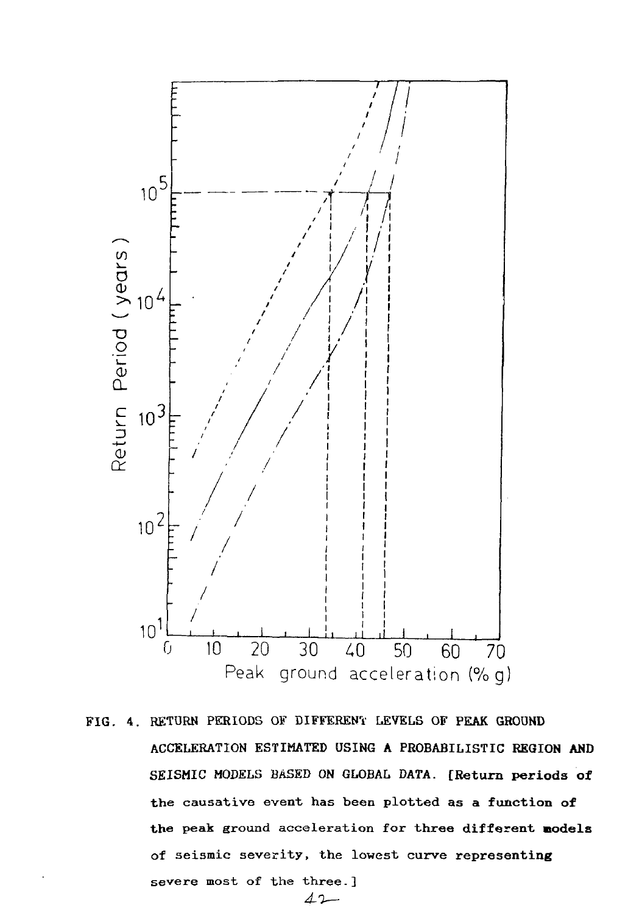FIG. 4. RETURN PERIODS OF DIFFERENT LEVELS OF PEAK GROUND ACCELERATION ESTIMATED USING A PROBABILISTIC REGION AND SEISMIC MODELS BASED ON GLOBAL DATA. **[Return periods of the causative event has been plotted as a function of the peak ground acceleration for three different models** of seismic severity, the lowest curve representing severe most of the three.]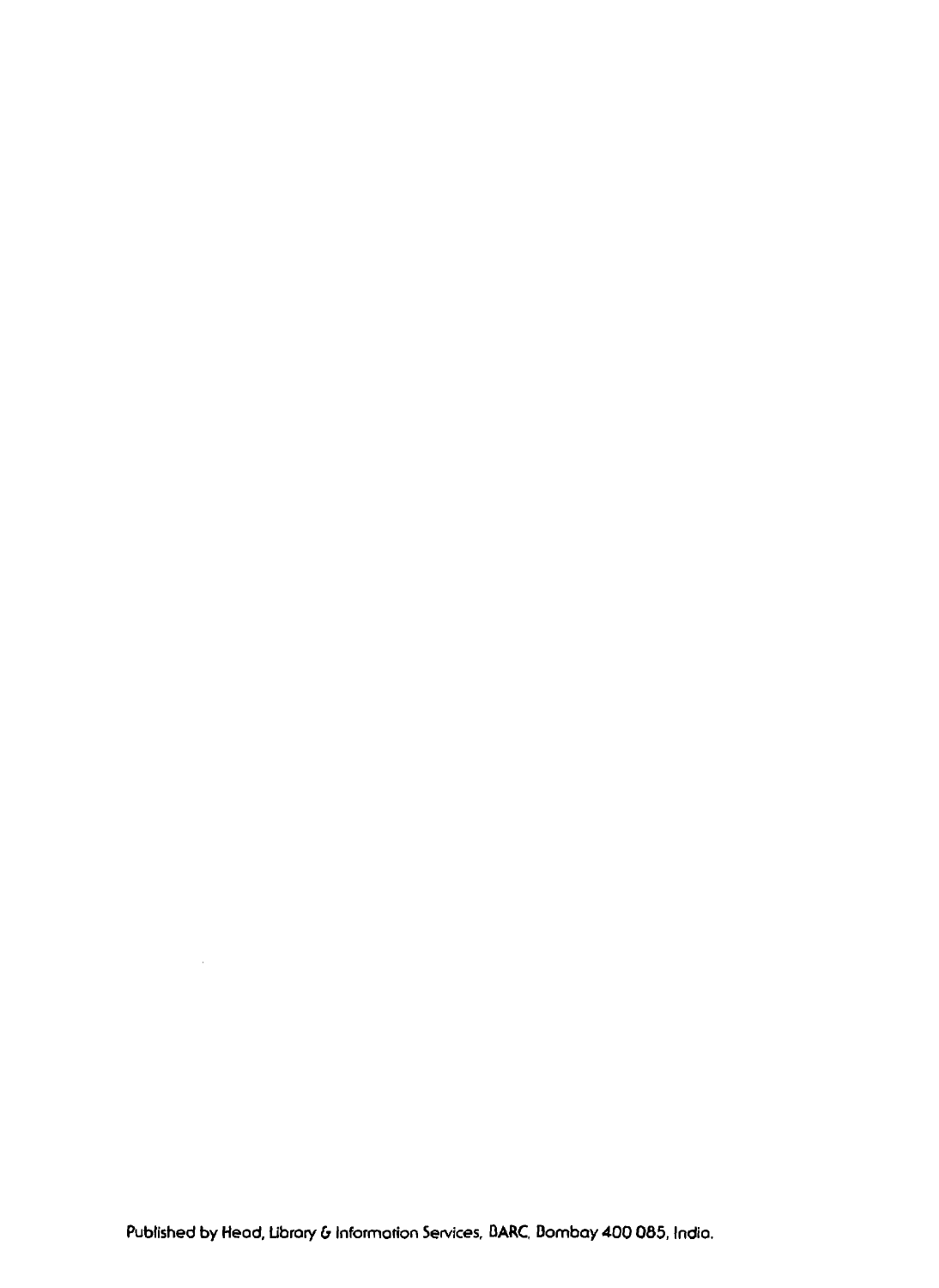Published by Head, Library & Information Services, BARC, Bombay 400 085, India.